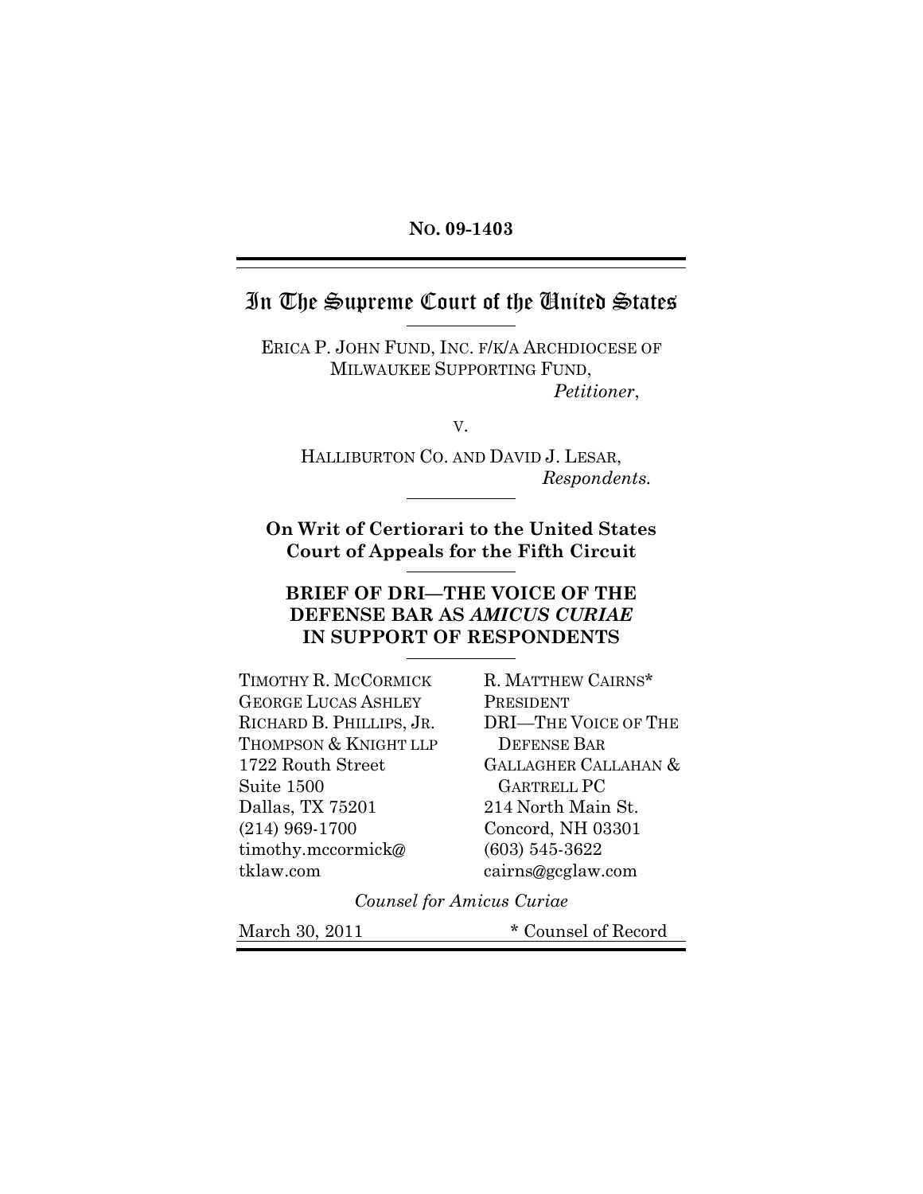**No. 09-1403**

# In The Supreme Court of the United States

ERICA P. JOHN FUND, INC. F/K/A ARCHDIOCESE OF MILWAUKEE SUPPORTING FUND,
*Petitioner*,

V.

HALLIBURTON CO. AND DAVID J. LESAR,
*Respondents.*

**On Writ of Certiorari to the United States Court of Appeals for the Fifth Circuit**

**BRIEF OF DRI—THE VOICE OF THE DEFENSE BAR AS *AMICUS CURIAE* IN SUPPORT OF RESPONDENTS**

TIMOTHY R. MCCORMICK
GEORGE LUCAS ASHLEY
RICHARD B. PHILLIPS, JR.
THOMPSON & KNIGHT LLP
1722 Routh Street
Suite 1500
Dallas, TX 75201
(214) 969-1700
timothy.mccormick@tklaw.com

R. MATTHEW CAIRNS*
PRESIDENT
DRI—THE VOICE OF THE DEFENSE BAR
GALLAGHER CALLAHAN & GARTRELL PC
214 North Main St.
Concord, NH 03301
(603) 545-3622
cairns@gcglaw.com

*Counsel for Amicus Curiae*

March 30, 2011

\* Counsel of Record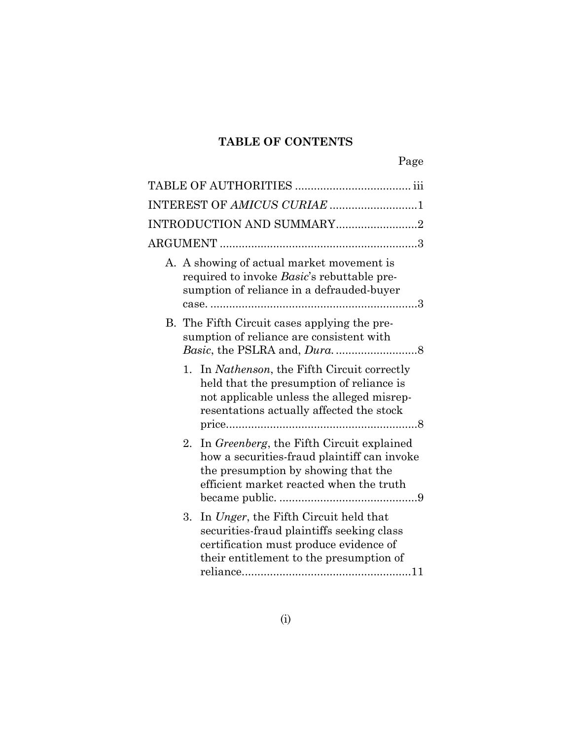## TABLE OF CONTENTS

| | Page |
|---|---|
| TABLE OF AUTHORITIES | iii |
| INTEREST OF *AMICUS CURIAE* | 1 |
| INTRODUCTION AND SUMMARY | 2 |
| ARGUMENT | 3 |
| A. A showing of actual market movement is required to invoke *Basic*'s rebuttable presumption of reliance in a defrauded-buyer case. | 3 |
| B. The Fifth Circuit cases applying the presumption of reliance are consistent with *Basic*, the PSLRA and, *Dura*. | 8 |
| 1. In *Nathenson*, the Fifth Circuit correctly held that the presumption of reliance is not applicable unless the alleged misrepresentations actually affected the stock price. | 8 |
| 2. In *Greenberg*, the Fifth Circuit explained how a securities-fraud plaintiff can invoke the presumption by showing that the efficient market reacted when the truth became public. | 9 |
| 3. In *Unger*, the Fifth Circuit held that securities-fraud plaintiffs seeking class certification must produce evidence of their entitlement to the presumption of reliance. | 11 |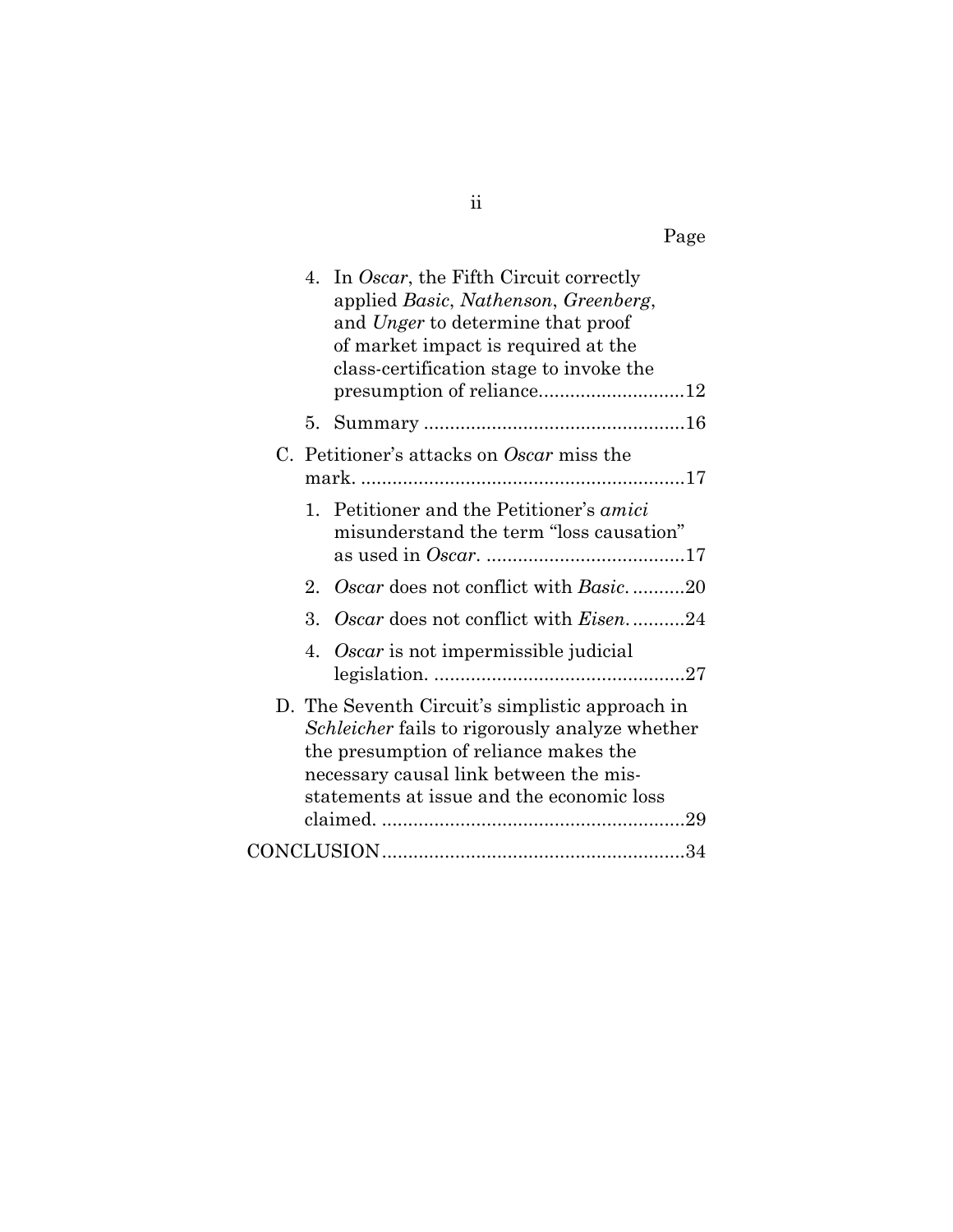Page

4. In *Oscar*, the Fifth Circuit correctly applied *Basic*, *Nathenson*, *Greenberg*, and *Unger* to determine that proof of market impact is required at the class-certification stage to invoke the presumption of reliance............................12

5. Summary ..................................................16

C. Petitioner's attacks on *Oscar* miss the mark. ..............................................................17

1. Petitioner and the Petitioner's *amici* misunderstand the term "loss causation" as used in *Oscar*. ......................................17

2. *Oscar* does not conflict with *Basic*. ..........20

3. *Oscar* does not conflict with *Eisen*. ..........24

4. *Oscar* is not impermissible judicial legislation. ................................................27

D. The Seventh Circuit's simplistic approach in *Schleicher* fails to rigorously analyze whether the presumption of reliance makes the necessary causal link between the misstatements at issue and the economic loss claimed. ..........................................................29

CONCLUSION.........................................................34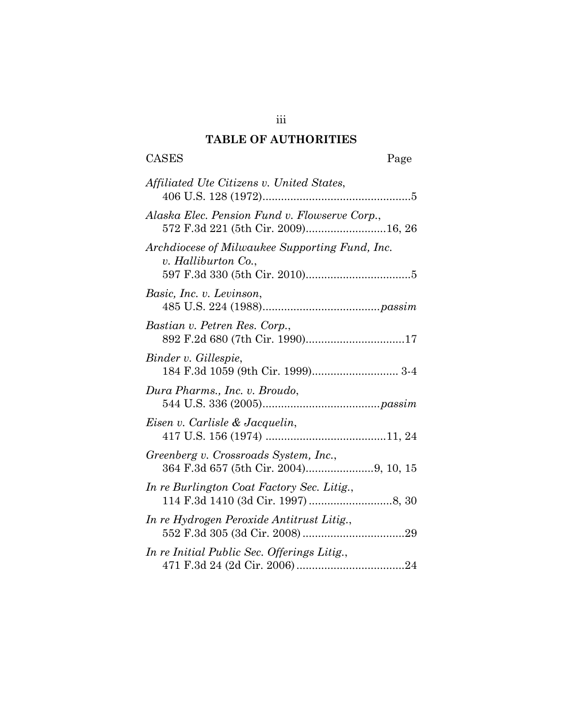## TABLE OF AUTHORITIES

CASES Page

*Affiliated Ute Citizens v. United States*, 406 U.S. 128 (1972)................................................5

*Alaska Elec. Pension Fund v. Flowserve Corp.*, 572 F.3d 221 (5th Cir. 2009)..........................16, 26

*Archdiocese of Milwaukee Supporting Fund, Inc. v. Halliburton Co.*, 597 F.3d 330 (5th Cir. 2010)..................................5

*Basic, Inc. v. Levinson*, 485 U.S. 224 (1988).....................................*passim*

*Bastian v. Petren Res. Corp.*, 892 F.2d 680 (7th Cir. 1990)................................17

*Binder v. Gillespie*, 184 F.3d 1059 (9th Cir. 1999)............................ 3-4

*Dura Pharms., Inc. v. Broudo*, 544 U.S. 336 (2005).....................................*passim*

*Eisen v. Carlisle & Jacquelin*, 417 U.S. 156 (1974) .......................................11, 24

*Greenberg v. Crossroads System, Inc.*, 364 F.3d 657 (5th Cir. 2004)......................9, 10, 15

*In re Burlington Coat Factory Sec. Litig.*, 114 F.3d 1410 (3d Cir. 1997) ...........................8, 30

*In re Hydrogen Peroxide Antitrust Litig.*, 552 F.3d 305 (3d Cir. 2008) .................................29

*In re Initial Public Sec. Offerings Litig.*, 471 F.3d 24 (2d Cir. 2006) ...................................24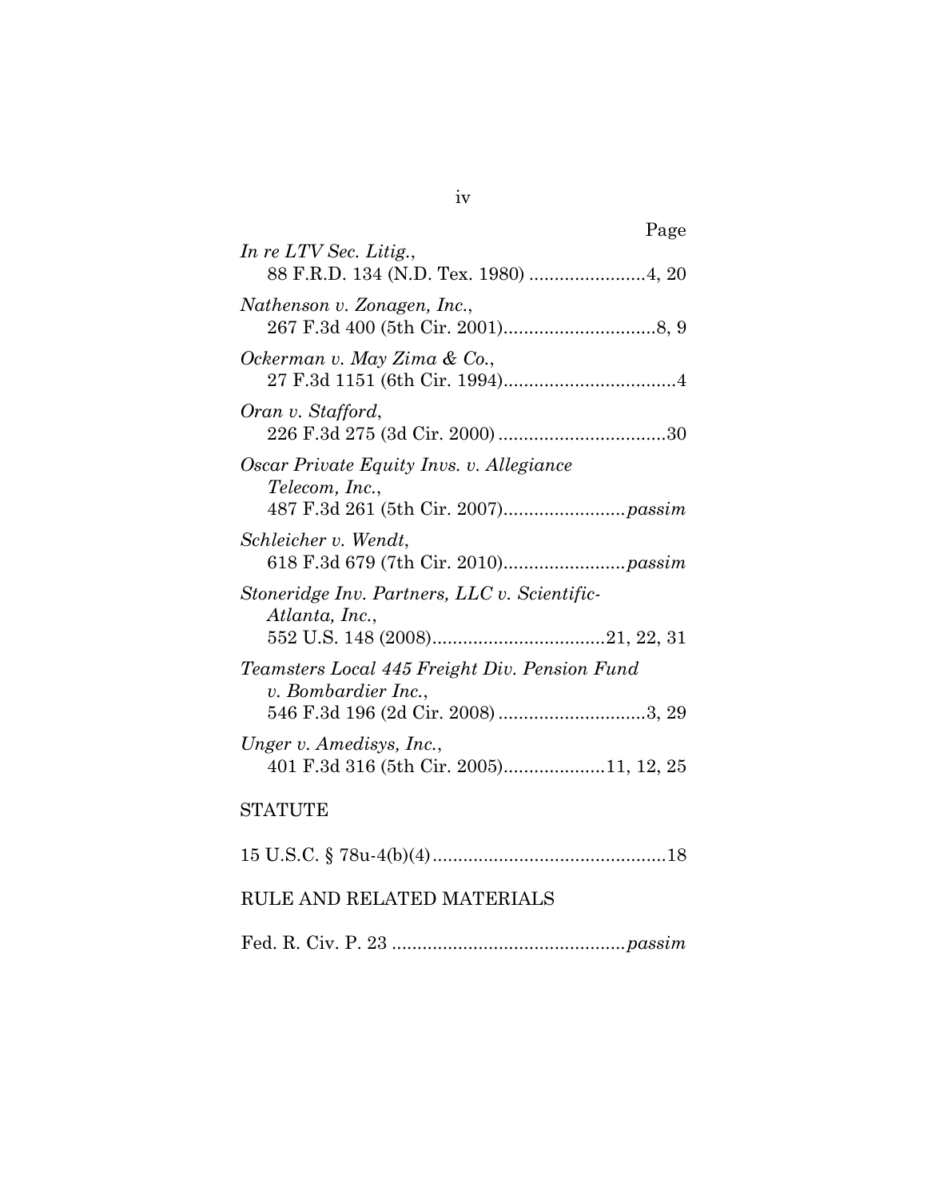Page

*In re LTV Sec. Litig.*,
88 F.R.D. 134 (N.D. Tex. 1980) .......................4, 20

*Nathenson v. Zonagen, Inc.*,
267 F.3d 400 (5th Cir. 2001)..............................8, 9

*Ockerman v. May Zima & Co.*,
27 F.3d 1151 (6th Cir. 1994)..................................4

*Oran v. Stafford*,
226 F.3d 275 (3d Cir. 2000) .................................30

*Oscar Private Equity Invs. v. Allegiance Telecom, Inc.*,
487 F.3d 261 (5th Cir. 2007)........................*passim*

*Schleicher v. Wendt*,
618 F.3d 679 (7th Cir. 2010)........................*passim*

*Stoneridge Inv. Partners, LLC v. Scientific-Atlanta, Inc.*,
552 U.S. 148 (2008)..................................21, 22, 31

*Teamsters Local 445 Freight Div. Pension Fund v. Bombardier Inc.*,
546 F.3d 196 (2d Cir. 2008) .............................3, 29

*Unger v. Amedisys, Inc.*,
401 F.3d 316 (5th Cir. 2005)....................11, 12, 25

STATUTE

15 U.S.C. § 78u-4(b)(4)..............................................18

RULE AND RELATED MATERIALS

Fed. R. Civ. P. 23 ..............................................*passim*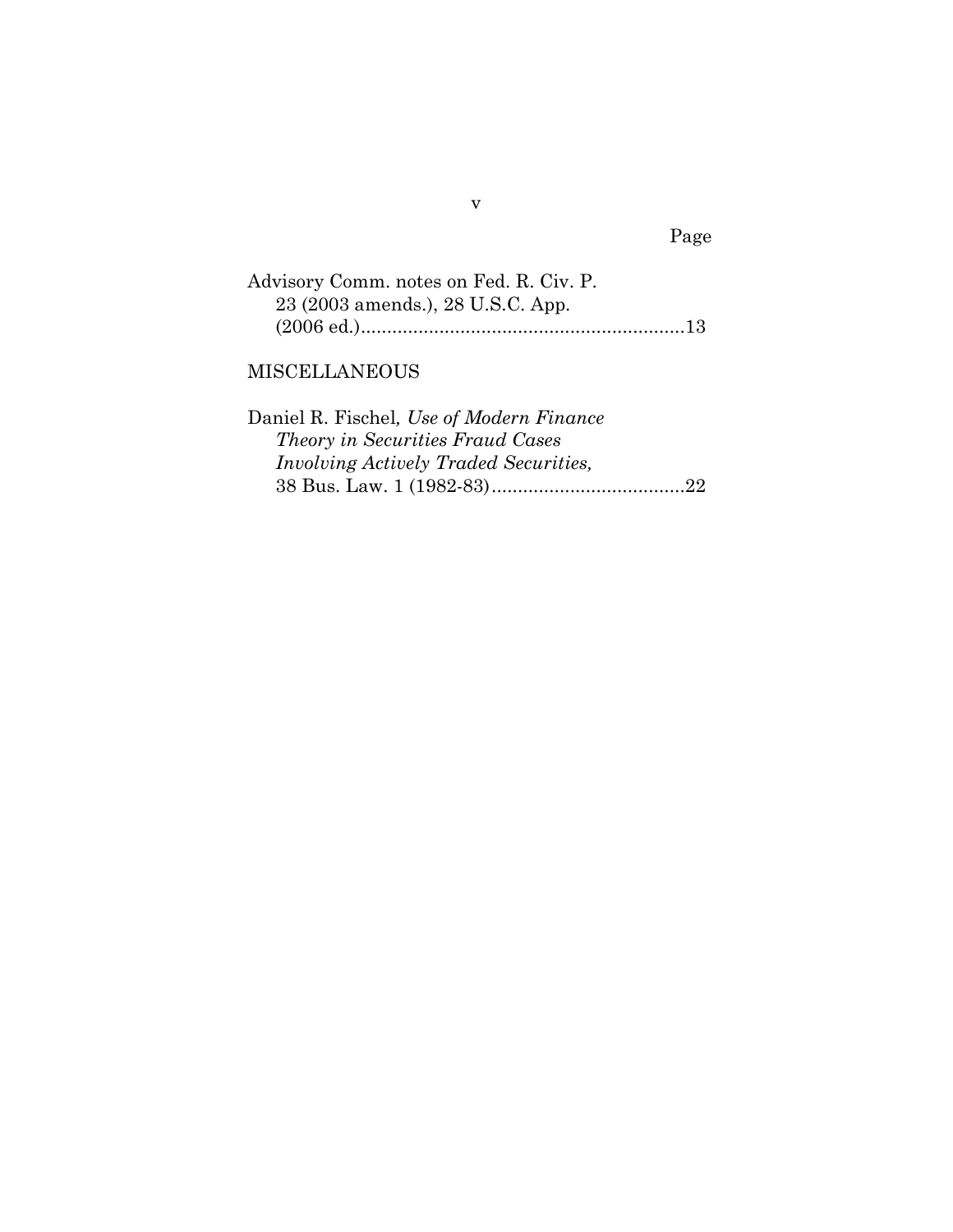Page

Advisory Comm. notes on Fed. R. Civ. P. 23 (2003 amends.), 28 U.S.C. App. (2006 ed.)..............................................................13

MISCELLANEOUS

Daniel R. Fischel*, Use of Modern Finance Theory in Securities Fraud Cases Involving Actively Traded Securities,* 38 Bus. Law. 1 (1982-83).....................................22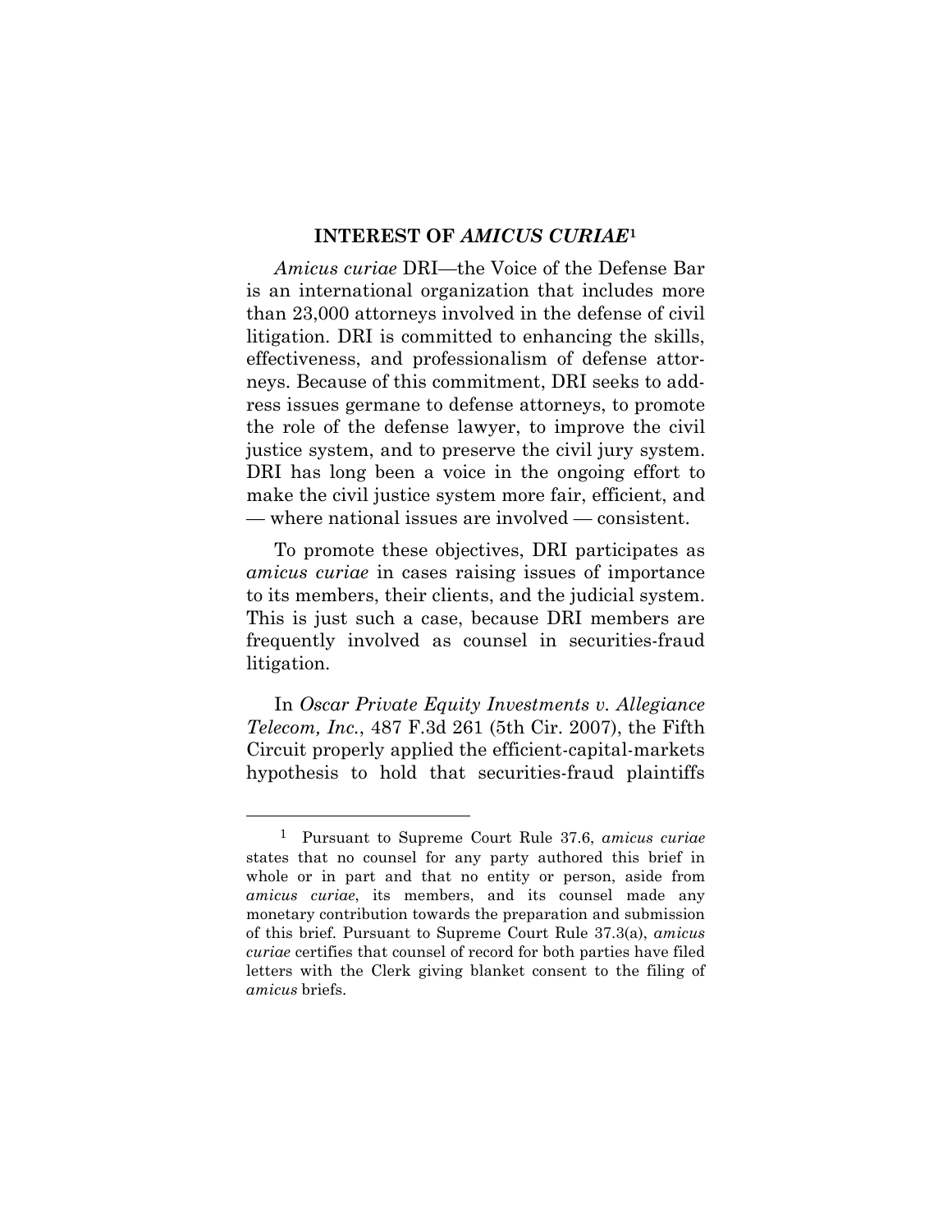## INTEREST OF *AMICUS CURIAE*[1]

*Amicus curiae* DRI—the Voice of the Defense Bar is an international organization that includes more than 23,000 attorneys involved in the defense of civil litigation. DRI is committed to enhancing the skills, effectiveness, and professionalism of defense attorneys. Because of this commitment, DRI seeks to address issues germane to defense attorneys, to promote the role of the defense lawyer, to improve the civil justice system, and to preserve the civil jury system. DRI has long been a voice in the ongoing effort to make the civil justice system more fair, efficient, and — where national issues are involved — consistent.

To promote these objectives, DRI participates as *amicus curiae* in cases raising issues of importance to its members, their clients, and the judicial system. This is just such a case, because DRI members are frequently involved as counsel in securities-fraud litigation.

In *Oscar Private Equity Investments v. Allegiance Telecom, Inc.*, 487 F.3d 261 (5th Cir. 2007), the Fifth Circuit properly applied the efficient-capital-markets hypothesis to hold that securities-fraud plaintiffs

---

[1] Pursuant to Supreme Court Rule 37.6, *amicus curiae* states that no counsel for any party authored this brief in whole or in part and that no entity or person, aside from *amicus curiae*, its members, and its counsel made any monetary contribution towards the preparation and submission of this brief. Pursuant to Supreme Court Rule 37.3(a), *amicus curiae* certifies that counsel of record for both parties have filed letters with the Clerk giving blanket consent to the filing of *amicus* briefs.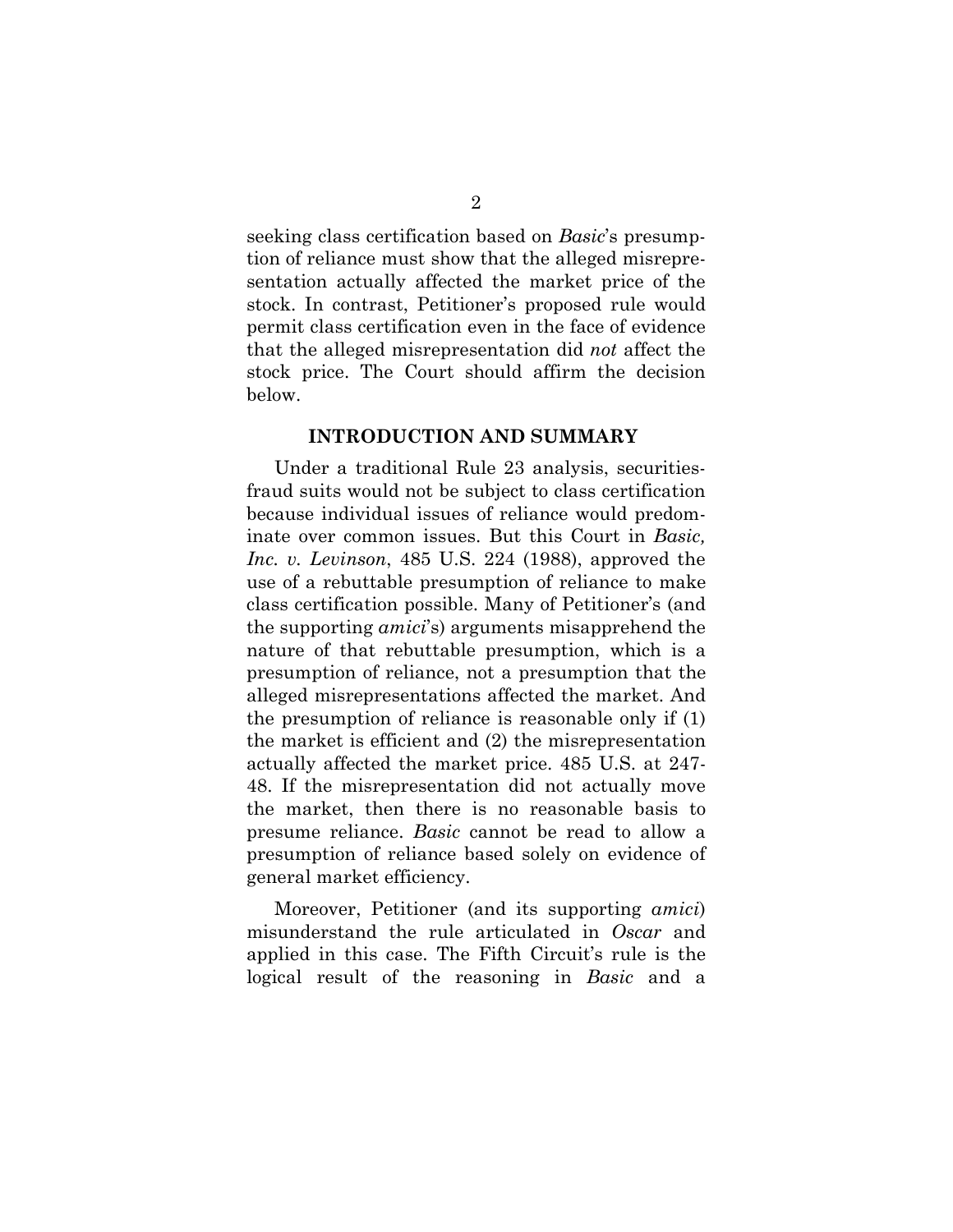seeking class certification based on *Basic*'s presumption of reliance must show that the alleged misrepresentation actually affected the market price of the stock. In contrast, Petitioner's proposed rule would permit class certification even in the face of evidence that the alleged misrepresentation did *not* affect the stock price. The Court should affirm the decision below.

## INTRODUCTION AND SUMMARY

Under a traditional Rule 23 analysis, securities-fraud suits would not be subject to class certification because individual issues of reliance would predominate over common issues. But this Court in *Basic, Inc. v. Levinson*, 485 U.S. 224 (1988), approved the use of a rebuttable presumption of reliance to make class certification possible. Many of Petitioner's (and the supporting *amici*'s) arguments misapprehend the nature of that rebuttable presumption, which is a presumption of reliance, not a presumption that the alleged misrepresentations affected the market. And the presumption of reliance is reasonable only if (1) the market is efficient and (2) the misrepresentation actually affected the market price. 485 U.S. at 247-48. If the misrepresentation did not actually move the market, then there is no reasonable basis to presume reliance. *Basic* cannot be read to allow a presumption of reliance based solely on evidence of general market efficiency.

Moreover, Petitioner (and its supporting *amici*) misunderstand the rule articulated in *Oscar* and applied in this case. The Fifth Circuit's rule is the logical result of the reasoning in *Basic* and a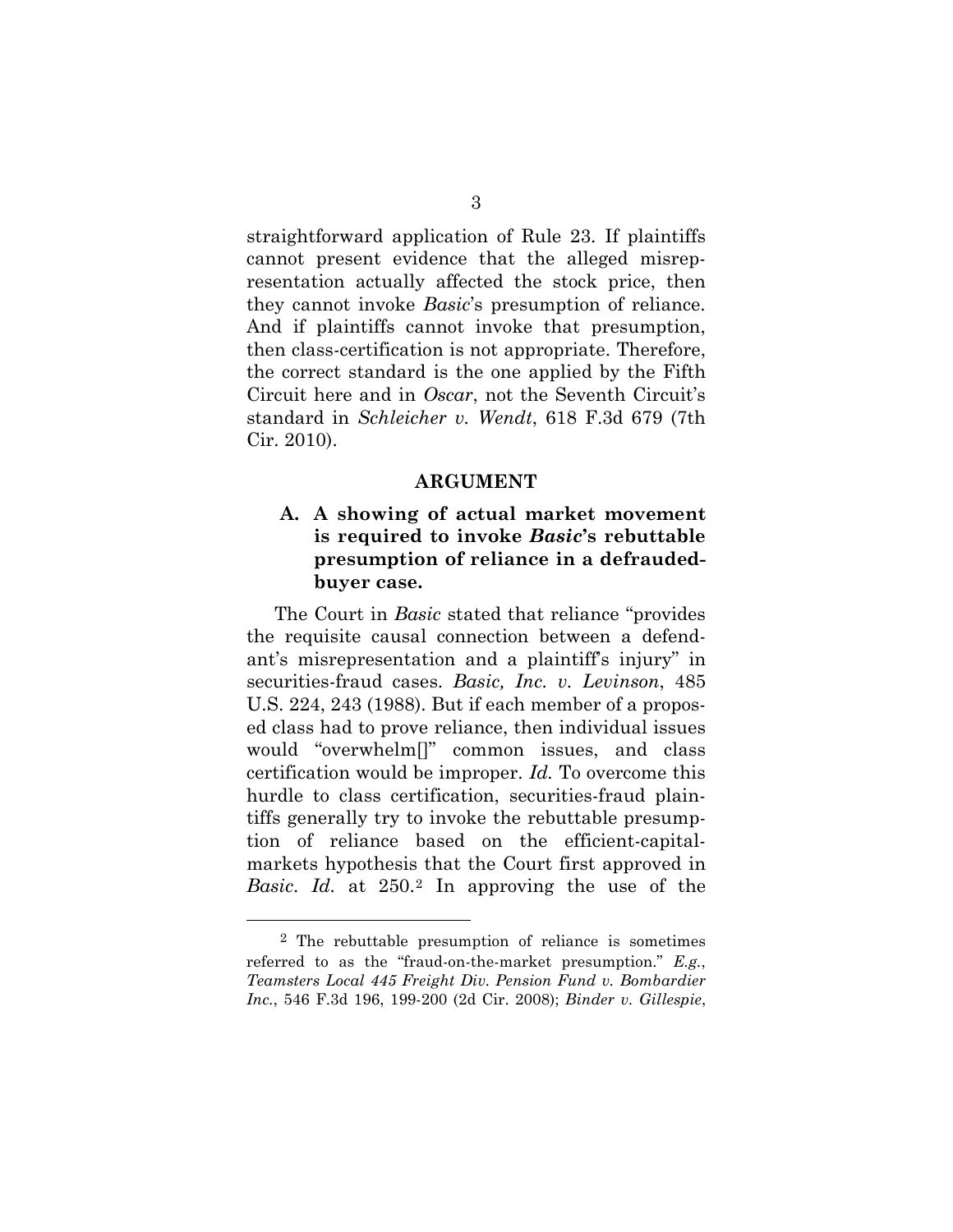straightforward application of Rule 23. If plaintiffs cannot present evidence that the alleged misrepresentation actually affected the stock price, then they cannot invoke *Basic*'s presumption of reliance. And if plaintiffs cannot invoke that presumption, then class-certification is not appropriate. Therefore, the correct standard is the one applied by the Fifth Circuit here and in *Oscar*, not the Seventh Circuit's standard in *Schleicher v. Wendt*, 618 F.3d 679 (7th Cir. 2010).

## ARGUMENT

### A. A showing of actual market movement is required to invoke *Basic*'s rebuttable presumption of reliance in a defrauded-buyer case.

The Court in *Basic* stated that reliance "provides the requisite causal connection between a defendant's misrepresentation and a plaintiff's injury" in securities-fraud cases. *Basic, Inc. v. Levinson*, 485 U.S. 224, 243 (1988). But if each member of a proposed class had to prove reliance, then individual issues would "overwhelm[]" common issues, and class certification would be improper. *Id.* To overcome this hurdle to class certification, securities-fraud plaintiffs generally try to invoke the rebuttable presumption of reliance based on the efficient-capital-markets hypothesis that the Court first approved in *Basic*. *Id.* at 250.[2] In approving the use of the

[2] The rebuttable presumption of reliance is sometimes referred to as the "fraud-on-the-market presumption." *E.g.*, *Teamsters Local 445 Freight Div. Pension Fund v. Bombardier Inc.*, 546 F.3d 196, 199-200 (2d Cir. 2008); *Binder v. Gillespie*,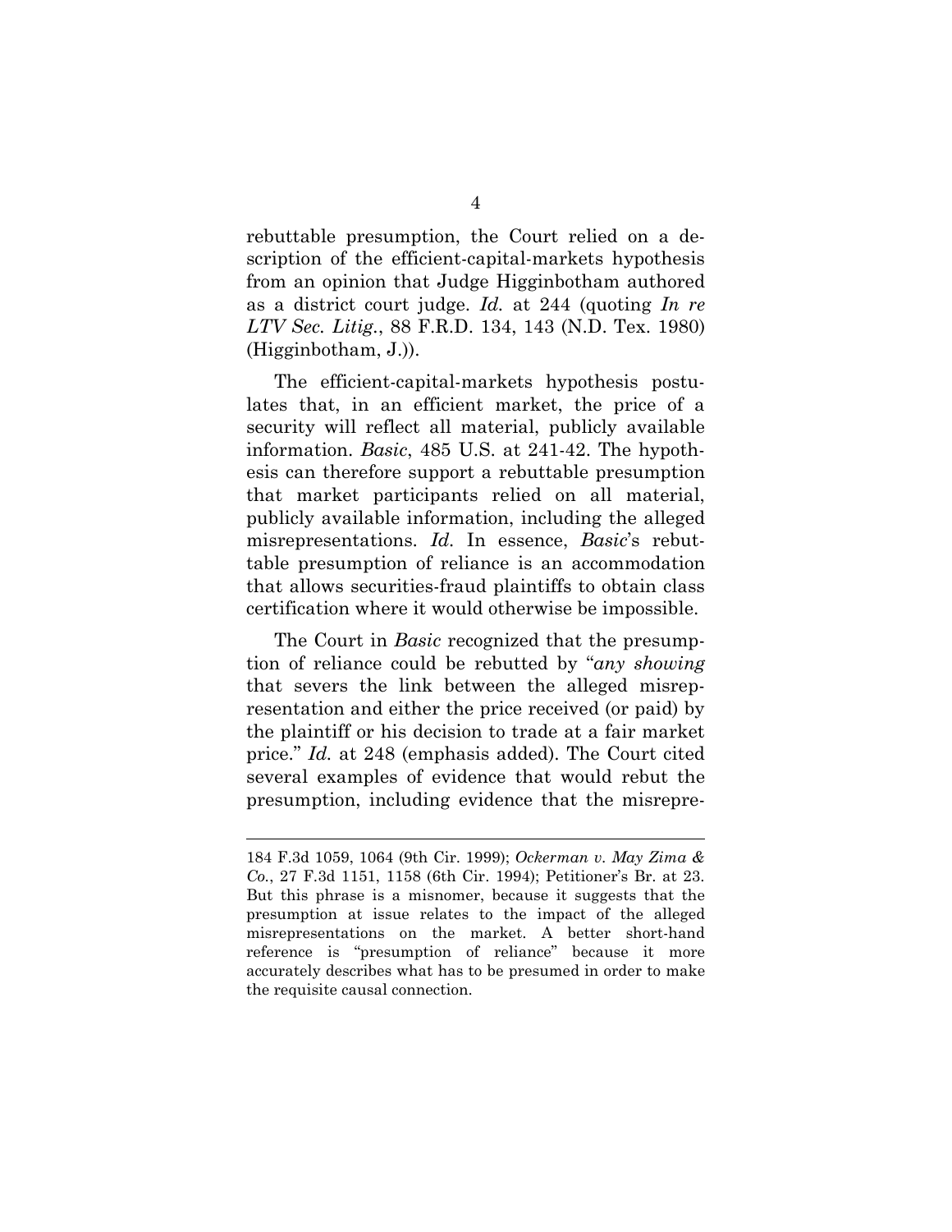rebuttable presumption, the Court relied on a description of the efficient-capital-markets hypothesis from an opinion that Judge Higginbotham authored as a district court judge. *Id.* at 244 (quoting *In re LTV Sec. Litig.*, 88 F.R.D. 134, 143 (N.D. Tex. 1980) (Higginbotham, J.)).

The efficient-capital-markets hypothesis postulates that, in an efficient market, the price of a security will reflect all material, publicly available information. *Basic*, 485 U.S. at 241-42. The hypothesis can therefore support a rebuttable presumption that market participants relied on all material, publicly available information, including the alleged misrepresentations. *Id.* In essence, *Basic*'s rebuttable presumption of reliance is an accommodation that allows securities-fraud plaintiffs to obtain class certification where it would otherwise be impossible.

The Court in *Basic* recognized that the presumption of reliance could be rebutted by "*any showing* that severs the link between the alleged misrepresentation and either the price received (or paid) by the plaintiff or his decision to trade at a fair market price." *Id.* at 248 (emphasis added). The Court cited several examples of evidence that would rebut the presumption, including evidence that the misrepre-

---

184 F.3d 1059, 1064 (9th Cir. 1999); *Ockerman v. May Zima & Co.*, 27 F.3d 1151, 1158 (6th Cir. 1994); Petitioner's Br. at 23. But this phrase is a misnomer, because it suggests that the presumption at issue relates to the impact of the alleged misrepresentations on the market. A better short-hand reference is "presumption of reliance" because it more accurately describes what has to be presumed in order to make the requisite causal connection.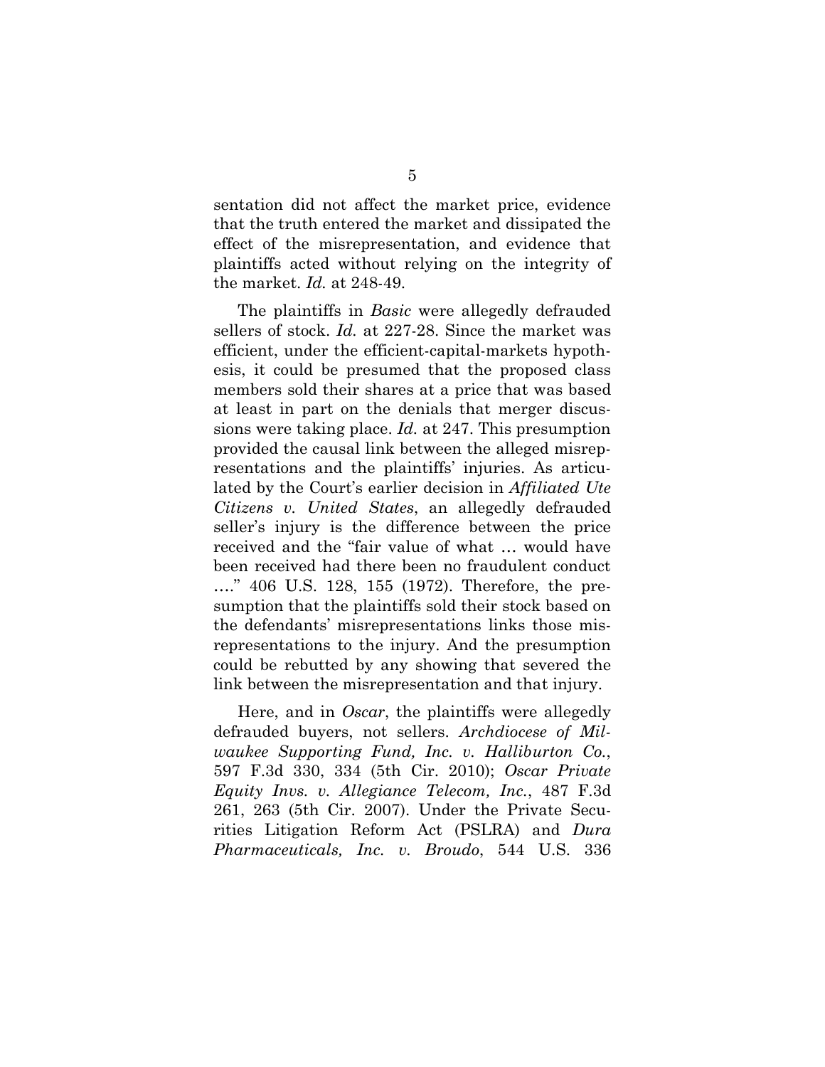sentation did not affect the market price, evidence that the truth entered the market and dissipated the effect of the misrepresentation, and evidence that plaintiffs acted without relying on the integrity of the market. *Id.* at 248-49.

The plaintiffs in *Basic* were allegedly defrauded sellers of stock. *Id.* at 227-28. Since the market was efficient, under the efficient-capital-markets hypothesis, it could be presumed that the proposed class members sold their shares at a price that was based at least in part on the denials that merger discussions were taking place. *Id.* at 247. This presumption provided the causal link between the alleged misrepresentations and the plaintiffs' injuries. As articulated by the Court's earlier decision in *Affiliated Ute Citizens v. United States*, an allegedly defrauded seller's injury is the difference between the price received and the "fair value of what … would have been received had there been no fraudulent conduct …." 406 U.S. 128, 155 (1972). Therefore, the presumption that the plaintiffs sold their stock based on the defendants' misrepresentations links those misrepresentations to the injury. And the presumption could be rebutted by any showing that severed the link between the misrepresentation and that injury.

Here, and in *Oscar*, the plaintiffs were allegedly defrauded buyers, not sellers. *Archdiocese of Milwaukee Supporting Fund, Inc. v. Halliburton Co.*, 597 F.3d 330, 334 (5th Cir. 2010); *Oscar Private Equity Invs. v. Allegiance Telecom, Inc.*, 487 F.3d 261, 263 (5th Cir. 2007). Under the Private Securities Litigation Reform Act (PSLRA) and *Dura Pharmaceuticals, Inc. v. Broudo*, 544 U.S. 336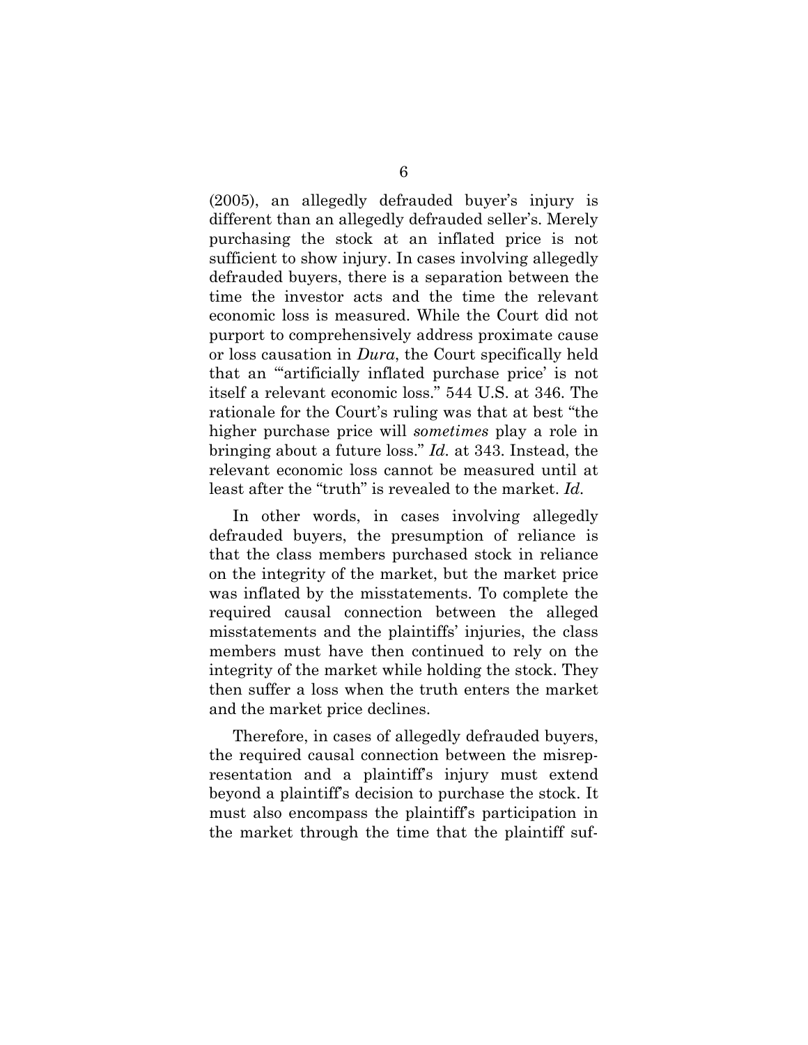(2005), an allegedly defrauded buyer's injury is different than an allegedly defrauded seller's. Merely purchasing the stock at an inflated price is not sufficient to show injury. In cases involving allegedly defrauded buyers, there is a separation between the time the investor acts and the time the relevant economic loss is measured. While the Court did not purport to comprehensively address proximate cause or loss causation in *Dura*, the Court specifically held that an "'artificially inflated purchase price' is not itself a relevant economic loss." 544 U.S. at 346. The rationale for the Court's ruling was that at best "the higher purchase price will *sometimes* play a role in bringing about a future loss." *Id.* at 343. Instead, the relevant economic loss cannot be measured until at least after the "truth" is revealed to the market. *Id.*

In other words, in cases involving allegedly defrauded buyers, the presumption of reliance is that the class members purchased stock in reliance on the integrity of the market, but the market price was inflated by the misstatements. To complete the required causal connection between the alleged misstatements and the plaintiffs' injuries, the class members must have then continued to rely on the integrity of the market while holding the stock. They then suffer a loss when the truth enters the market and the market price declines.

Therefore, in cases of allegedly defrauded buyers, the required causal connection between the misrepresentation and a plaintiff's injury must extend beyond a plaintiff's decision to purchase the stock. It must also encompass the plaintiff's participation in the market through the time that the plaintiff suf-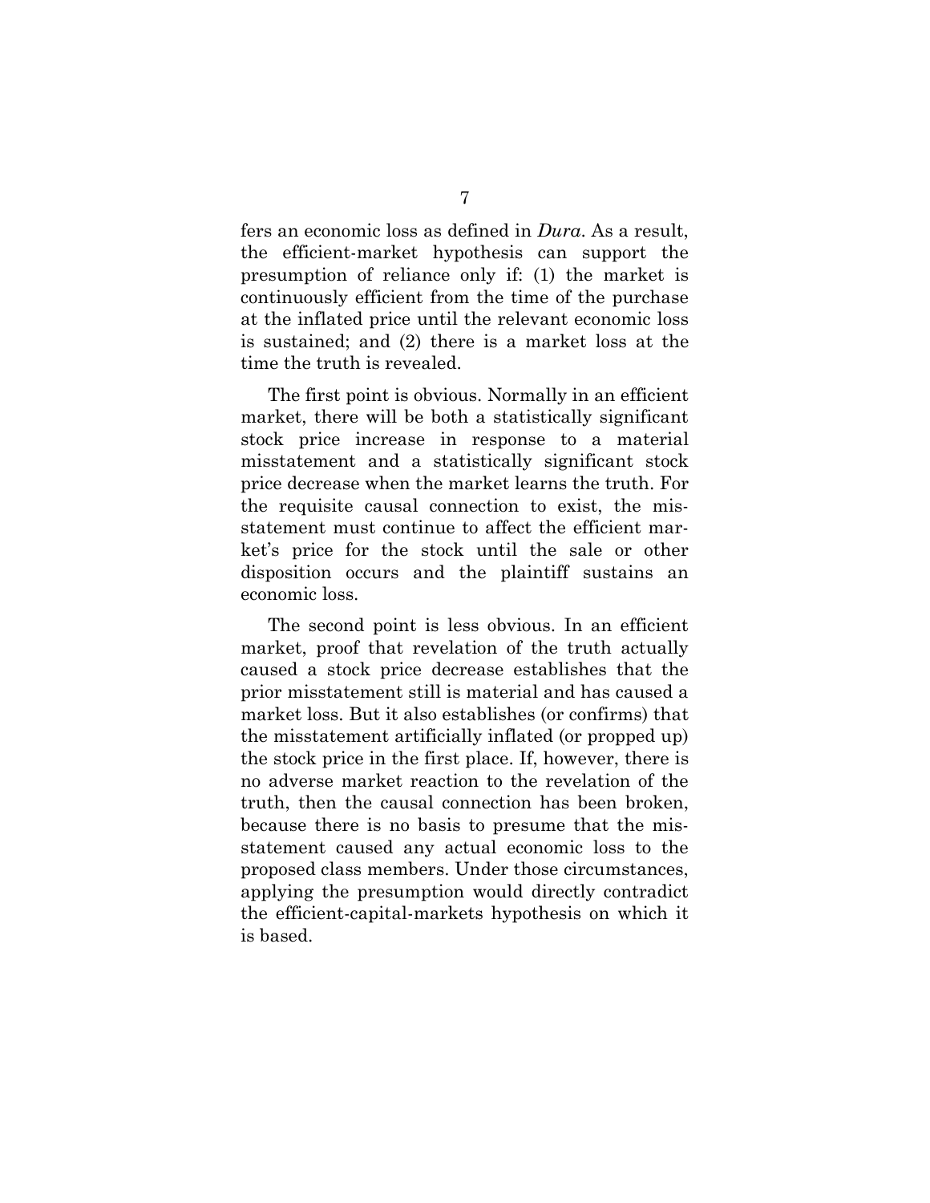fers an economic loss as defined in *Dura*. As a result, the efficient-market hypothesis can support the presumption of reliance only if: (1) the market is continuously efficient from the time of the purchase at the inflated price until the relevant economic loss is sustained; and (2) there is a market loss at the time the truth is revealed.

The first point is obvious. Normally in an efficient market, there will be both a statistically significant stock price increase in response to a material misstatement and a statistically significant stock price decrease when the market learns the truth. For the requisite causal connection to exist, the misstatement must continue to affect the efficient market's price for the stock until the sale or other disposition occurs and the plaintiff sustains an economic loss.

The second point is less obvious. In an efficient market, proof that revelation of the truth actually caused a stock price decrease establishes that the prior misstatement still is material and has caused a market loss. But it also establishes (or confirms) that the misstatement artificially inflated (or propped up) the stock price in the first place. If, however, there is no adverse market reaction to the revelation of the truth, then the causal connection has been broken, because there is no basis to presume that the misstatement caused any actual economic loss to the proposed class members. Under those circumstances, applying the presumption would directly contradict the efficient-capital-markets hypothesis on which it is based.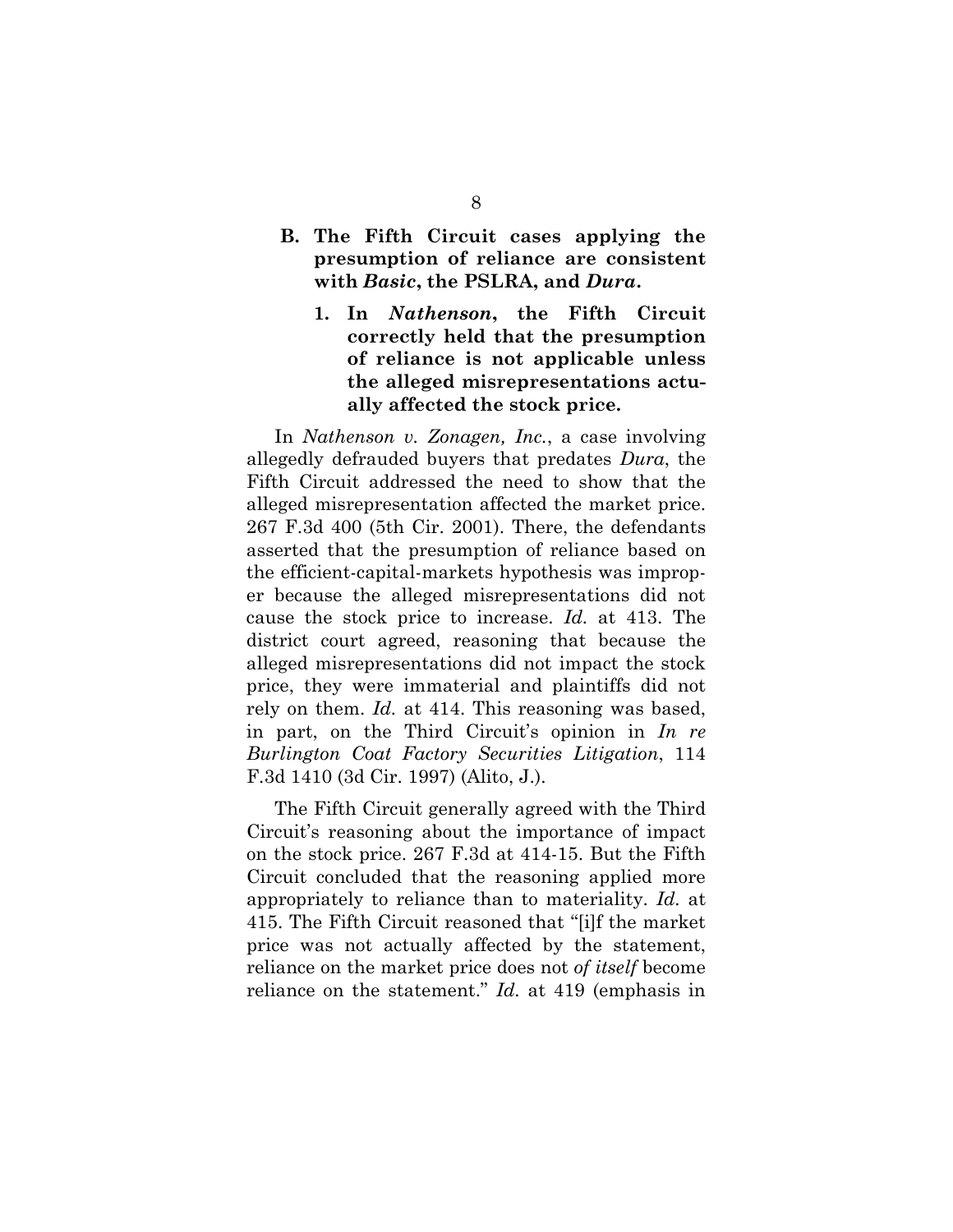### B. The Fifth Circuit cases applying the presumption of reliance are consistent with *Basic*, the PSLRA, and *Dura*.

#### 1. In *Nathenson*, the Fifth Circuit correctly held that the presumption of reliance is not applicable unless the alleged misrepresentations actually affected the stock price.

In *Nathenson v. Zonagen, Inc.*, a case involving allegedly defrauded buyers that predates *Dura*, the Fifth Circuit addressed the need to show that the alleged misrepresentation affected the market price. 267 F.3d 400 (5th Cir. 2001). There, the defendants asserted that the presumption of reliance based on the efficient-capital-markets hypothesis was improper because the alleged misrepresentations did not cause the stock price to increase. *Id.* at 413. The district court agreed, reasoning that because the alleged misrepresentations did not impact the stock price, they were immaterial and plaintiffs did not rely on them. *Id.* at 414. This reasoning was based, in part, on the Third Circuit's opinion in *In re Burlington Coat Factory Securities Litigation*, 114 F.3d 1410 (3d Cir. 1997) (Alito, J.).

The Fifth Circuit generally agreed with the Third Circuit's reasoning about the importance of impact on the stock price. 267 F.3d at 414-15. But the Fifth Circuit concluded that the reasoning applied more appropriately to reliance than to materiality. *Id.* at 415. The Fifth Circuit reasoned that "[i]f the market price was not actually affected by the statement, reliance on the market price does not *of itself* become reliance on the statement." *Id.* at 419 (emphasis in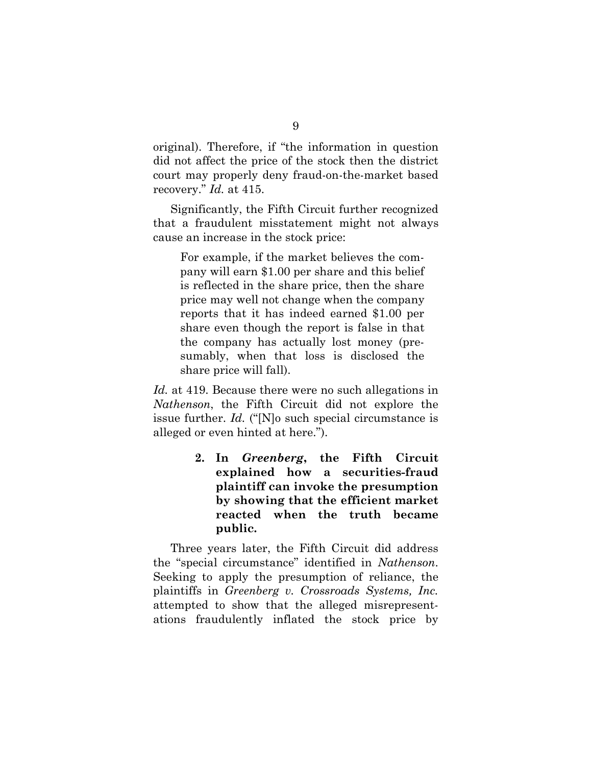original). Therefore, if "the information in question did not affect the price of the stock then the district court may properly deny fraud-on-the-market based recovery." *Id.* at 415.

Significantly, the Fifth Circuit further recognized that a fraudulent misstatement might not always cause an increase in the stock price:

> For example, if the market believes the company will earn $1.00 per share and this belief is reflected in the share price, then the share price may well not change when the company reports that it has indeed earned $1.00 per share even though the report is false in that the company has actually lost money (presumably, when that loss is disclosed the share price will fall).

*Id.* at 419. Because there were no such allegations in *Nathenson*, the Fifth Circuit did not explore the issue further. *Id.* ("[N]o such special circumstance is alleged or even hinted at here.").

**2. In *Greenberg*, the Fifth Circuit explained how a securities-fraud plaintiff can invoke the presumption by showing that the efficient market reacted when the truth became public.**

Three years later, the Fifth Circuit did address the "special circumstance" identified in *Nathenson*. Seeking to apply the presumption of reliance, the plaintiffs in *Greenberg v. Crossroads Systems, Inc.* attempted to show that the alleged misrepresentations fraudulently inflated the stock price by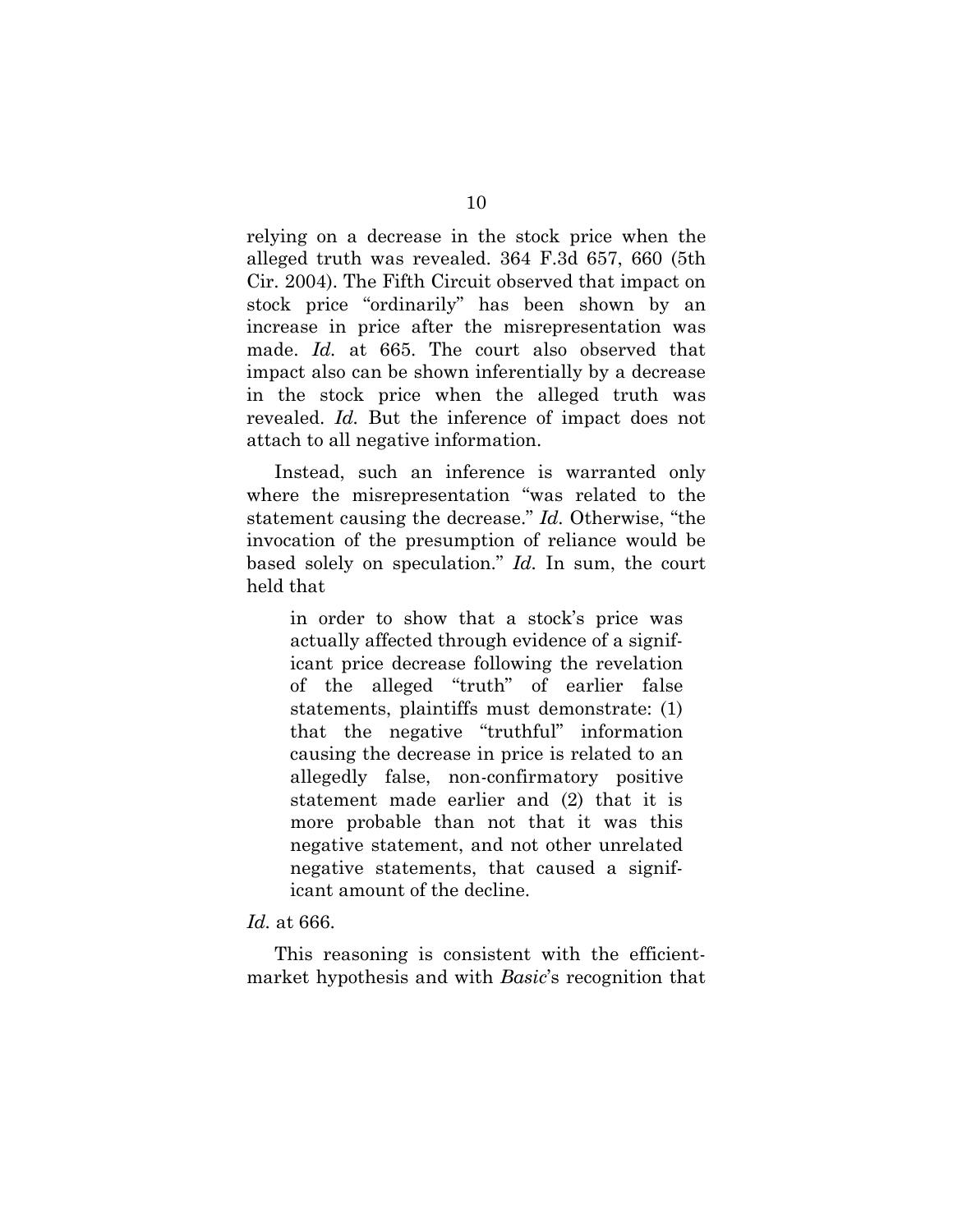relying on a decrease in the stock price when the alleged truth was revealed. 364 F.3d 657, 660 (5th Cir. 2004). The Fifth Circuit observed that impact on stock price "ordinarily" has been shown by an increase in price after the misrepresentation was made. *Id.* at 665. The court also observed that impact also can be shown inferentially by a decrease in the stock price when the alleged truth was revealed. *Id.* But the inference of impact does not attach to all negative information.

Instead, such an inference is warranted only where the misrepresentation "was related to the statement causing the decrease." *Id.* Otherwise, "the invocation of the presumption of reliance would be based solely on speculation." *Id.* In sum, the court held that

> in order to show that a stock's price was actually affected through evidence of a significant price decrease following the revelation of the alleged "truth" of earlier false statements, plaintiffs must demonstrate: (1) that the negative "truthful" information causing the decrease in price is related to an allegedly false, non-confirmatory positive statement made earlier and (2) that it is more probable than not that it was this negative statement, and not other unrelated negative statements, that caused a significant amount of the decline.

*Id.* at 666.

This reasoning is consistent with the efficient-market hypothesis and with *Basic*'s recognition that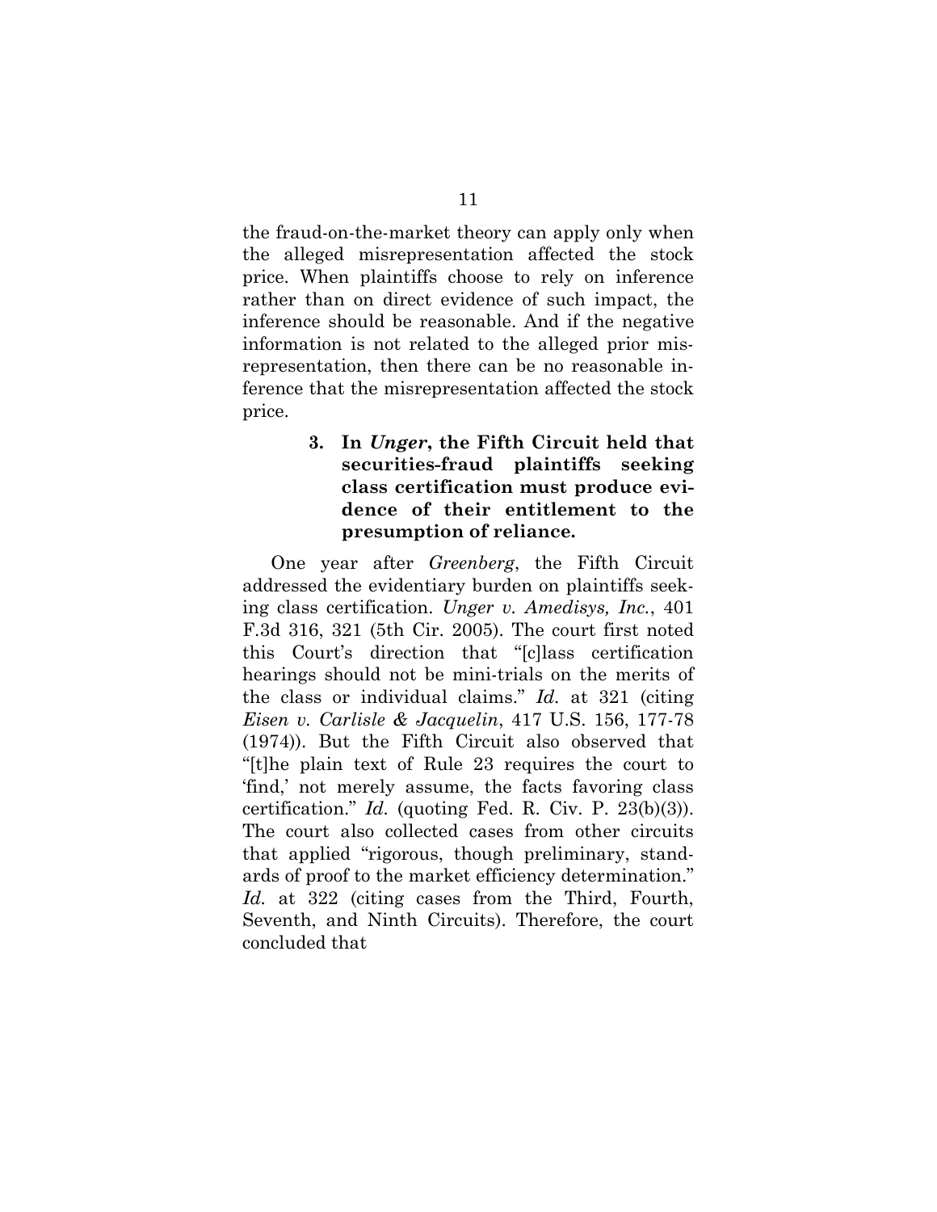the fraud-on-the-market theory can apply only when the alleged misrepresentation affected the stock price. When plaintiffs choose to rely on inference rather than on direct evidence of such impact, the inference should be reasonable. And if the negative information is not related to the alleged prior misrepresentation, then there can be no reasonable inference that the misrepresentation affected the stock price.

### 3. In *Unger*, the Fifth Circuit held that securities-fraud plaintiffs seeking class certification must produce evidence of their entitlement to the presumption of reliance.

One year after *Greenberg*, the Fifth Circuit addressed the evidentiary burden on plaintiffs seeking class certification. *Unger v. Amedisys, Inc.*, 401 F.3d 316, 321 (5th Cir. 2005). The court first noted this Court's direction that "[c]lass certification hearings should not be mini-trials on the merits of the class or individual claims." *Id.* at 321 (citing *Eisen v. Carlisle & Jacquelin*, 417 U.S. 156, 177-78 (1974)). But the Fifth Circuit also observed that "[t]he plain text of Rule 23 requires the court to 'find,' not merely assume, the facts favoring class certification." *Id.* (quoting Fed. R. Civ. P. 23(b)(3)). The court also collected cases from other circuits that applied "rigorous, though preliminary, standards of proof to the market efficiency determination." *Id.* at 322 (citing cases from the Third, Fourth, Seventh, and Ninth Circuits). Therefore, the court concluded that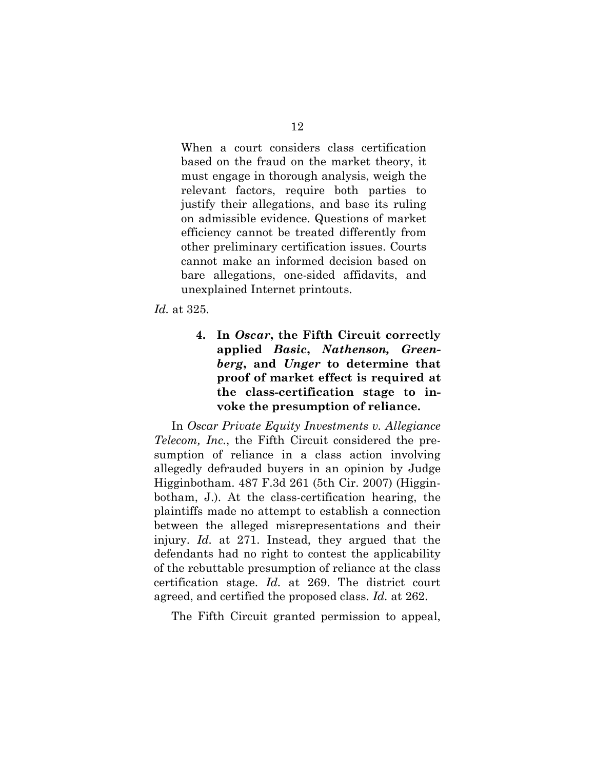> When a court considers class certification based on the fraud on the market theory, it must engage in thorough analysis, weigh the relevant factors, require both parties to justify their allegations, and base its ruling on admissible evidence. Questions of market efficiency cannot be treated differently from other preliminary certification issues. Courts cannot make an informed decision based on bare allegations, one-sided affidavits, and unexplained Internet printouts.

*Id.* at 325.

#### 4. In *Oscar*, the Fifth Circuit correctly applied *Basic*, *Nathenson, Greenberg*, and *Unger* to determine that proof of market effect is required at the class-certification stage to invoke the presumption of reliance.

In *Oscar Private Equity Investments v. Allegiance Telecom, Inc.*, the Fifth Circuit considered the presumption of reliance in a class action involving allegedly defrauded buyers in an opinion by Judge Higginbotham. 487 F.3d 261 (5th Cir. 2007) (Higginbotham, J.). At the class-certification hearing, the plaintiffs made no attempt to establish a connection between the alleged misrepresentations and their injury. *Id.* at 271. Instead, they argued that the defendants had no right to contest the applicability of the rebuttable presumption of reliance at the class certification stage. *Id.* at 269. The district court agreed, and certified the proposed class. *Id.* at 262.

The Fifth Circuit granted permission to appeal,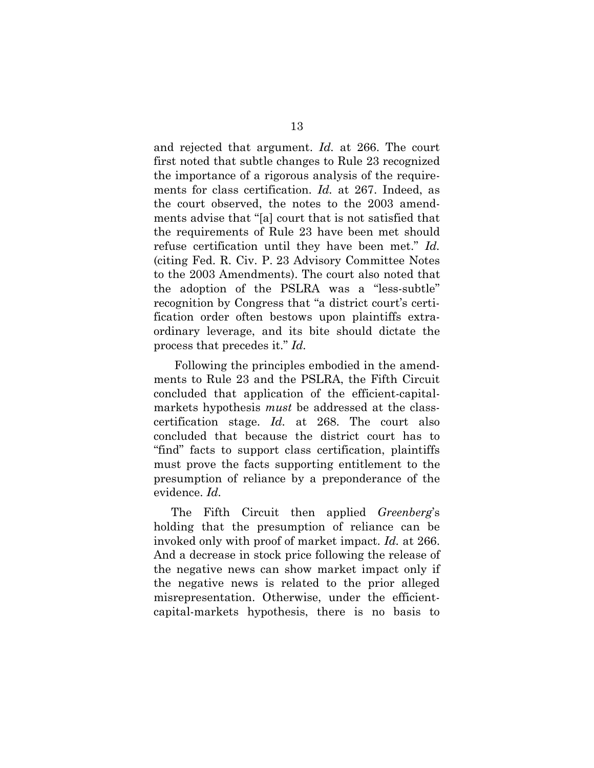and rejected that argument. *Id.* at 266. The court first noted that subtle changes to Rule 23 recognized the importance of a rigorous analysis of the requirements for class certification. *Id.* at 267. Indeed, as the court observed, the notes to the 2003 amendments advise that "[a] court that is not satisfied that the requirements of Rule 23 have been met should refuse certification until they have been met." *Id.* (citing Fed. R. Civ. P. 23 Advisory Committee Notes to the 2003 Amendments). The court also noted that the adoption of the PSLRA was a "less-subtle" recognition by Congress that "a district court's certification order often bestows upon plaintiffs extraordinary leverage, and its bite should dictate the process that precedes it." *Id.*

Following the principles embodied in the amendments to Rule 23 and the PSLRA, the Fifth Circuit concluded that application of the efficient-capital-markets hypothesis *must* be addressed at the class-certification stage. *Id.* at 268. The court also concluded that because the district court has to "find" facts to support class certification, plaintiffs must prove the facts supporting entitlement to the presumption of reliance by a preponderance of the evidence. *Id.*

The Fifth Circuit then applied *Greenberg*'s holding that the presumption of reliance can be invoked only with proof of market impact. *Id.* at 266. And a decrease in stock price following the release of the negative news can show market impact only if the negative news is related to the prior alleged misrepresentation. Otherwise, under the efficient-capital-markets hypothesis, there is no basis to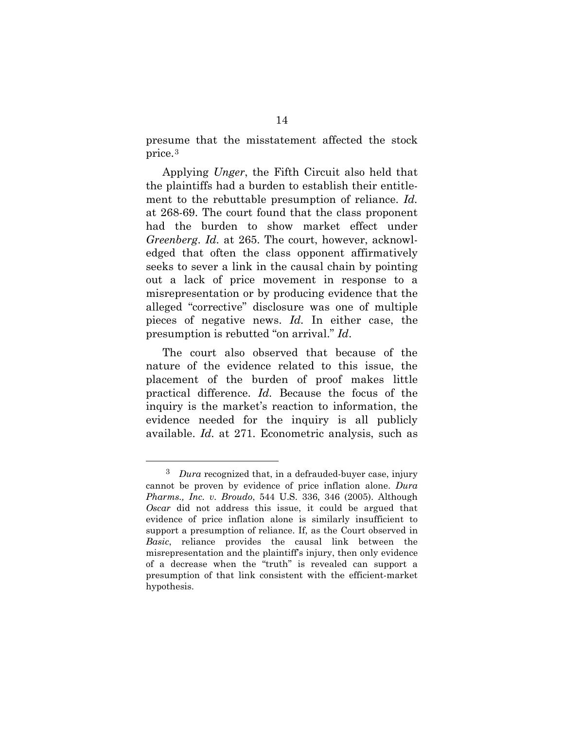presume that the misstatement affected the stock price.[3]

Applying *Unger*, the Fifth Circuit also held that the plaintiffs had a burden to establish their entitlement to the rebuttable presumption of reliance. *Id.* at 268-69. The court found that the class proponent had the burden to show market effect under *Greenberg*. *Id.* at 265. The court, however, acknowledged that often the class opponent affirmatively seeks to sever a link in the causal chain by pointing out a lack of price movement in response to a misrepresentation or by producing evidence that the alleged "corrective" disclosure was one of multiple pieces of negative news. *Id.* In either case, the presumption is rebutted "on arrival." *Id*.

The court also observed that because of the nature of the evidence related to this issue, the placement of the burden of proof makes little practical difference. *Id.* Because the focus of the inquiry is the market's reaction to information, the evidence needed for the inquiry is all publicly available. *Id.* at 271. Econometric analysis, such as

---

[3] *Dura* recognized that, in a defrauded-buyer case, injury cannot be proven by evidence of price inflation alone. *Dura Pharms., Inc. v. Broudo*, 544 U.S. 336, 346 (2005). Although *Oscar* did not address this issue, it could be argued that evidence of price inflation alone is similarly insufficient to support a presumption of reliance. If, as the Court observed in *Basic*, reliance provides the causal link between the misrepresentation and the plaintiff's injury, then only evidence of a decrease when the "truth" is revealed can support a presumption of that link consistent with the efficient-market hypothesis.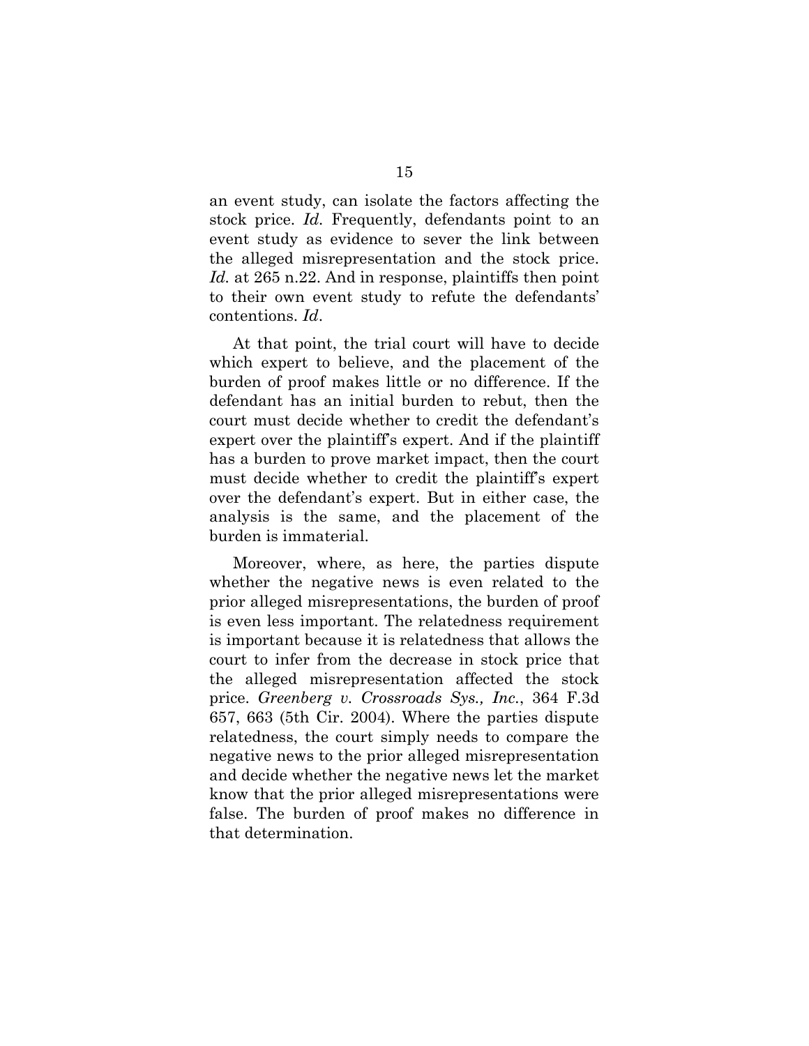an event study, can isolate the factors affecting the stock price. *Id.* Frequently, defendants point to an event study as evidence to sever the link between the alleged misrepresentation and the stock price. *Id.* at 265 n.22. And in response, plaintiffs then point to their own event study to refute the defendants' contentions. *Id*.

At that point, the trial court will have to decide which expert to believe, and the placement of the burden of proof makes little or no difference. If the defendant has an initial burden to rebut, then the court must decide whether to credit the defendant's expert over the plaintiff's expert. And if the plaintiff has a burden to prove market impact, then the court must decide whether to credit the plaintiff's expert over the defendant's expert. But in either case, the analysis is the same, and the placement of the burden is immaterial.

Moreover, where, as here, the parties dispute whether the negative news is even related to the prior alleged misrepresentations, the burden of proof is even less important. The relatedness requirement is important because it is relatedness that allows the court to infer from the decrease in stock price that the alleged misrepresentation affected the stock price. *Greenberg v. Crossroads Sys., Inc.*, 364 F.3d 657, 663 (5th Cir. 2004). Where the parties dispute relatedness, the court simply needs to compare the negative news to the prior alleged misrepresentation and decide whether the negative news let the market know that the prior alleged misrepresentations were false. The burden of proof makes no difference in that determination.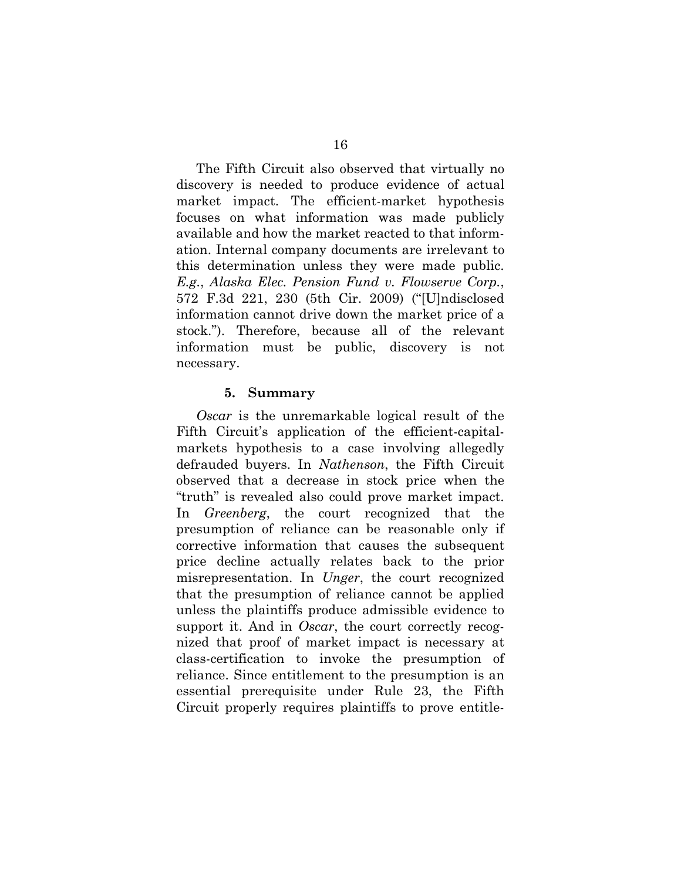The Fifth Circuit also observed that virtually no discovery is needed to produce evidence of actual market impact. The efficient-market hypothesis focuses on what information was made publicly available and how the market reacted to that information. Internal company documents are irrelevant to this determination unless they were made public. *E.g.*, *Alaska Elec. Pension Fund v. Flowserve Corp.*, 572 F.3d 221, 230 (5th Cir. 2009) ("[U]ndisclosed information cannot drive down the market price of a stock."). Therefore, because all of the relevant information must be public, discovery is not necessary.

#### 5. Summary

*Oscar* is the unremarkable logical result of the Fifth Circuit's application of the efficient-capital-markets hypothesis to a case involving allegedly defrauded buyers. In *Nathenson*, the Fifth Circuit observed that a decrease in stock price when the "truth" is revealed also could prove market impact. In *Greenberg*, the court recognized that the presumption of reliance can be reasonable only if corrective information that causes the subsequent price decline actually relates back to the prior misrepresentation. In *Unger*, the court recognized that the presumption of reliance cannot be applied unless the plaintiffs produce admissible evidence to support it. And in *Oscar*, the court correctly recognized that proof of market impact is necessary at class-certification to invoke the presumption of reliance. Since entitlement to the presumption is an essential prerequisite under Rule 23, the Fifth Circuit properly requires plaintiffs to prove entitle-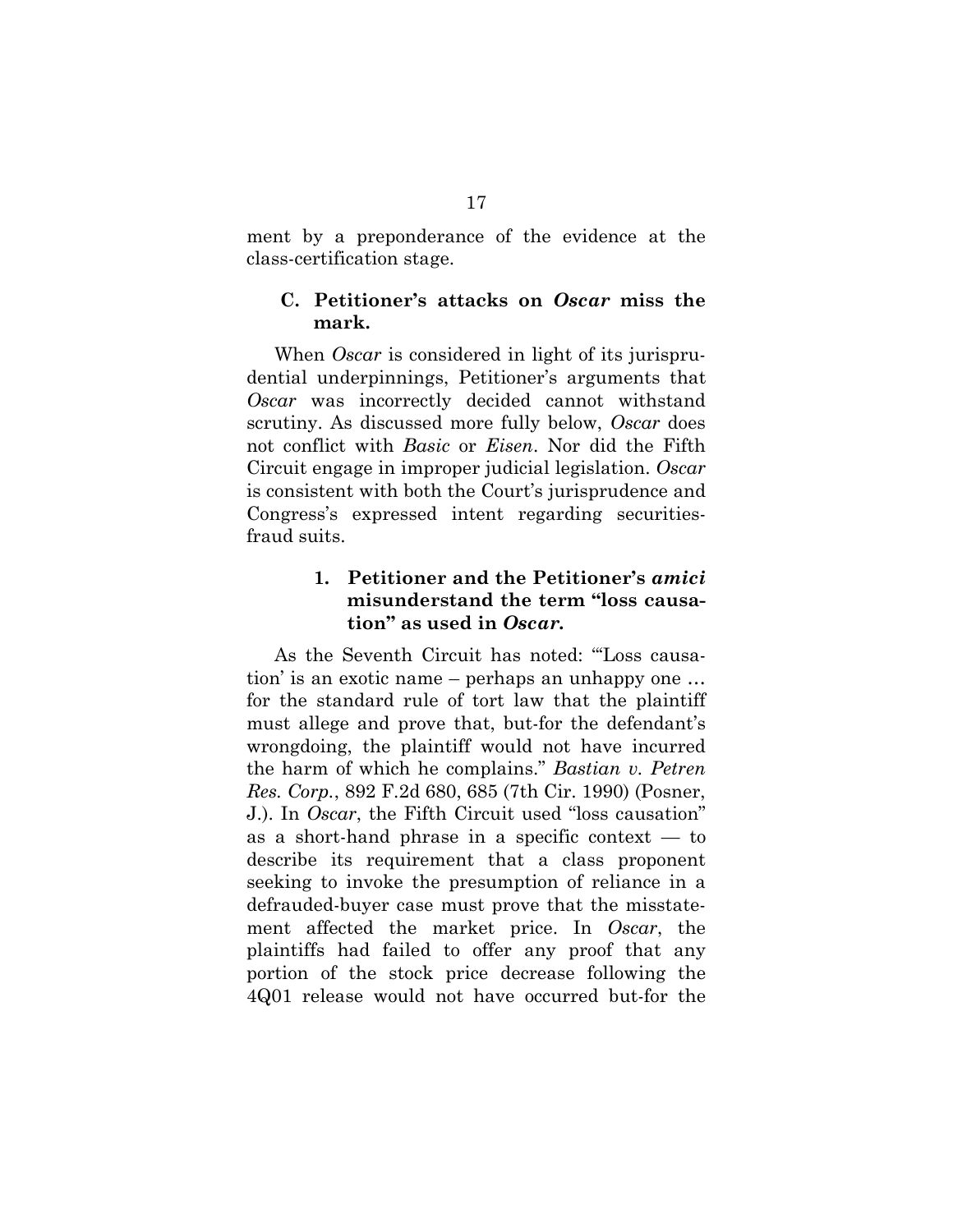ment by a preponderance of the evidence at the class-certification stage.

### C. Petitioner's attacks on *Oscar* miss the mark.

When *Oscar* is considered in light of its jurisprudential underpinnings, Petitioner's arguments that *Oscar* was incorrectly decided cannot withstand scrutiny. As discussed more fully below, *Oscar* does not conflict with *Basic* or *Eisen*. Nor did the Fifth Circuit engage in improper judicial legislation. *Oscar* is consistent with both the Court's jurisprudence and Congress's expressed intent regarding securities-fraud suits.

#### 1. Petitioner and the Petitioner's *amici* misunderstand the term "loss causation" as used in *Oscar*.

As the Seventh Circuit has noted: "'Loss causation' is an exotic name – perhaps an unhappy one … for the standard rule of tort law that the plaintiff must allege and prove that, but-for the defendant's wrongdoing, the plaintiff would not have incurred the harm of which he complains." *Bastian v. Petren Res. Corp.*, 892 F.2d 680, 685 (7th Cir. 1990) (Posner, J.). In *Oscar*, the Fifth Circuit used "loss causation" as a short-hand phrase in a specific context — to describe its requirement that a class proponent seeking to invoke the presumption of reliance in a defrauded-buyer case must prove that the misstatement affected the market price. In *Oscar*, the plaintiffs had failed to offer any proof that any portion of the stock price decrease following the 4Q01 release would not have occurred but-for the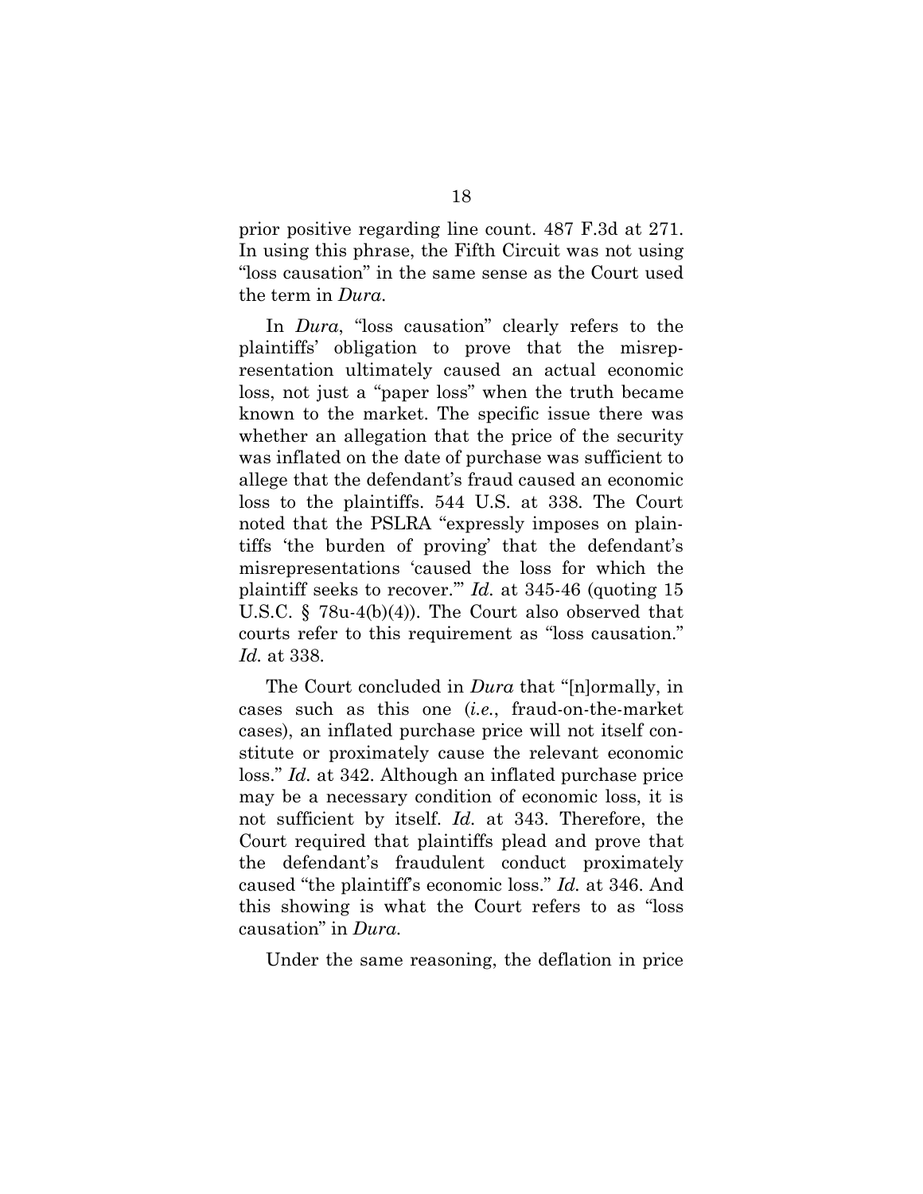prior positive regarding line count. 487 F.3d at 271. In using this phrase, the Fifth Circuit was not using "loss causation" in the same sense as the Court used the term in *Dura*.

In *Dura*, "loss causation" clearly refers to the plaintiffs' obligation to prove that the misrepresentation ultimately caused an actual economic loss, not just a "paper loss" when the truth became known to the market. The specific issue there was whether an allegation that the price of the security was inflated on the date of purchase was sufficient to allege that the defendant's fraud caused an economic loss to the plaintiffs. 544 U.S. at 338. The Court noted that the PSLRA "expressly imposes on plaintiffs 'the burden of proving' that the defendant's misrepresentations 'caused the loss for which the plaintiff seeks to recover.'" *Id.* at 345-46 (quoting 15 U.S.C. § 78u-4(b)(4)). The Court also observed that courts refer to this requirement as "loss causation." *Id.* at 338.

The Court concluded in *Dura* that "[n]ormally, in cases such as this one (*i.e.*, fraud-on-the-market cases), an inflated purchase price will not itself constitute or proximately cause the relevant economic loss." *Id.* at 342. Although an inflated purchase price may be a necessary condition of economic loss, it is not sufficient by itself. *Id.* at 343. Therefore, the Court required that plaintiffs plead and prove that the defendant's fraudulent conduct proximately caused "the plaintiff's economic loss." *Id.* at 346. And this showing is what the Court refers to as "loss causation" in *Dura*.

Under the same reasoning, the deflation in price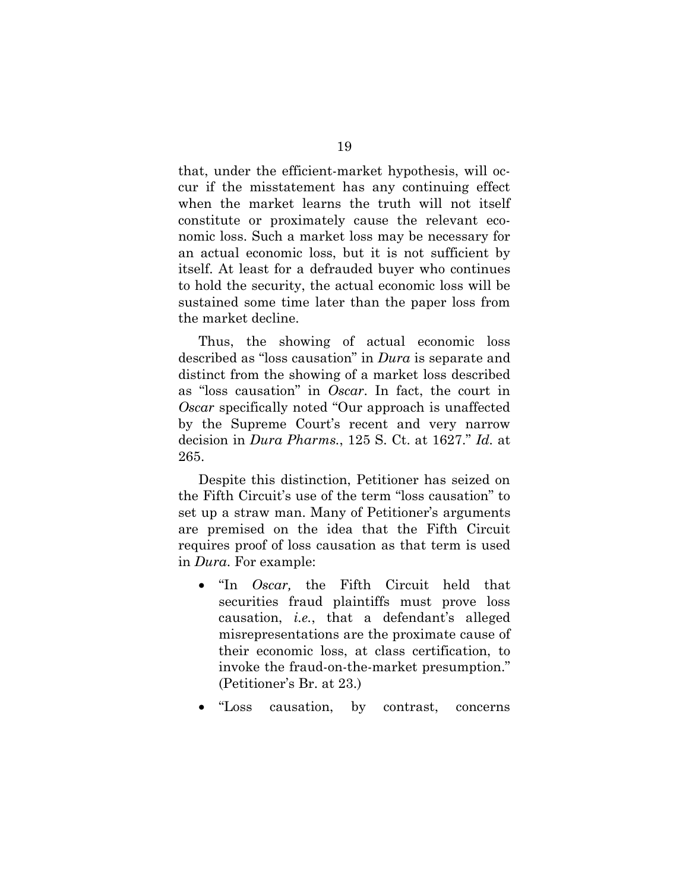that, under the efficient-market hypothesis, will occur if the misstatement has any continuing effect when the market learns the truth will not itself constitute or proximately cause the relevant economic loss. Such a market loss may be necessary for an actual economic loss, but it is not sufficient by itself. At least for a defrauded buyer who continues to hold the security, the actual economic loss will be sustained some time later than the paper loss from the market decline.

Thus, the showing of actual economic loss described as "loss causation" in *Dura* is separate and distinct from the showing of a market loss described as "loss causation" in *Oscar*. In fact, the court in *Oscar* specifically noted "Our approach is unaffected by the Supreme Court's recent and very narrow decision in *Dura Pharms.*, 125 S. Ct. at 1627." *Id.* at 265.

Despite this distinction, Petitioner has seized on the Fifth Circuit's use of the term "loss causation" to set up a straw man. Many of Petitioner's arguments are premised on the idea that the Fifth Circuit requires proof of loss causation as that term is used in *Dura*. For example:

- "In *Oscar,* the Fifth Circuit held that securities fraud plaintiffs must prove loss causation, *i.e.*, that a defendant's alleged misrepresentations are the proximate cause of their economic loss, at class certification, to invoke the fraud-on-the-market presumption." (Petitioner's Br. at 23.)
- "Loss causation, by contrast, concerns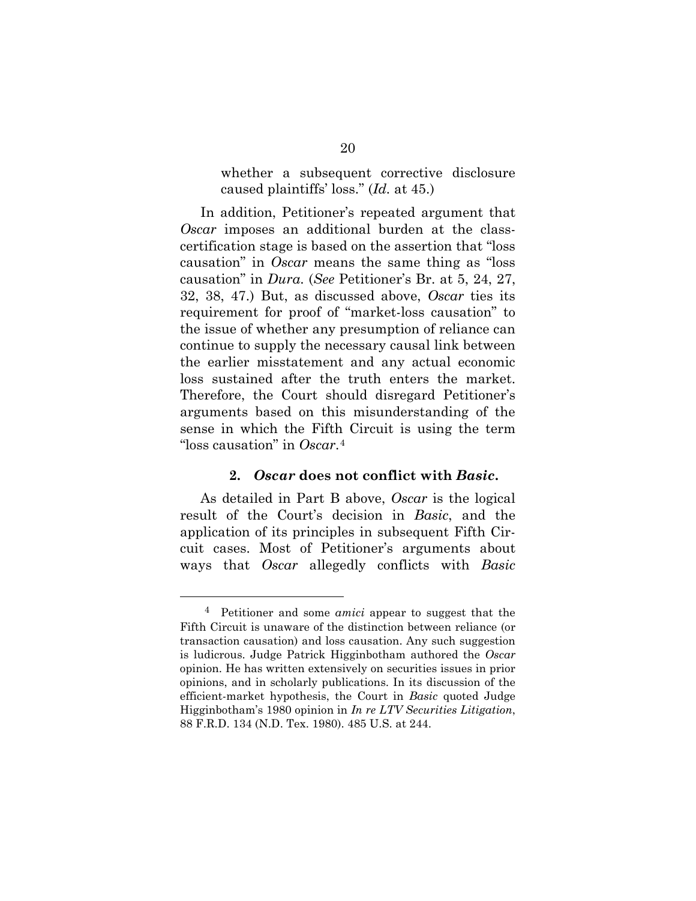> whether a subsequent corrective disclosure caused plaintiffs' loss." (*Id.* at 45.)

In addition, Petitioner's repeated argument that *Oscar* imposes an additional burden at the class-certification stage is based on the assertion that "loss causation" in *Oscar* means the same thing as "loss causation" in *Dura.* (*See* Petitioner's Br. at 5, 24, 27, 32, 38, 47.) But, as discussed above, *Oscar* ties its requirement for proof of "market-loss causation" to the issue of whether any presumption of reliance can continue to supply the necessary causal link between the earlier misstatement and any actual economic loss sustained after the truth enters the market. Therefore, the Court should disregard Petitioner's arguments based on this misunderstanding of the sense in which the Fifth Circuit is using the term "loss causation" in *Oscar*.[4]

#### 2. *Oscar* does not conflict with *Basic*.

As detailed in Part B above, *Oscar* is the logical result of the Court's decision in *Basic*, and the application of its principles in subsequent Fifth Circuit cases. Most of Petitioner's arguments about ways that *Oscar* allegedly conflicts with *Basic*

---

[4] Petitioner and some *amici* appear to suggest that the Fifth Circuit is unaware of the distinction between reliance (or transaction causation) and loss causation. Any such suggestion is ludicrous. Judge Patrick Higginbotham authored the *Oscar* opinion. He has written extensively on securities issues in prior opinions, and in scholarly publications. In its discussion of the efficient-market hypothesis, the Court in *Basic* quoted Judge Higginbotham's 1980 opinion in *In re LTV Securities Litigation*, 88 F.R.D. 134 (N.D. Tex. 1980). 485 U.S. at 244.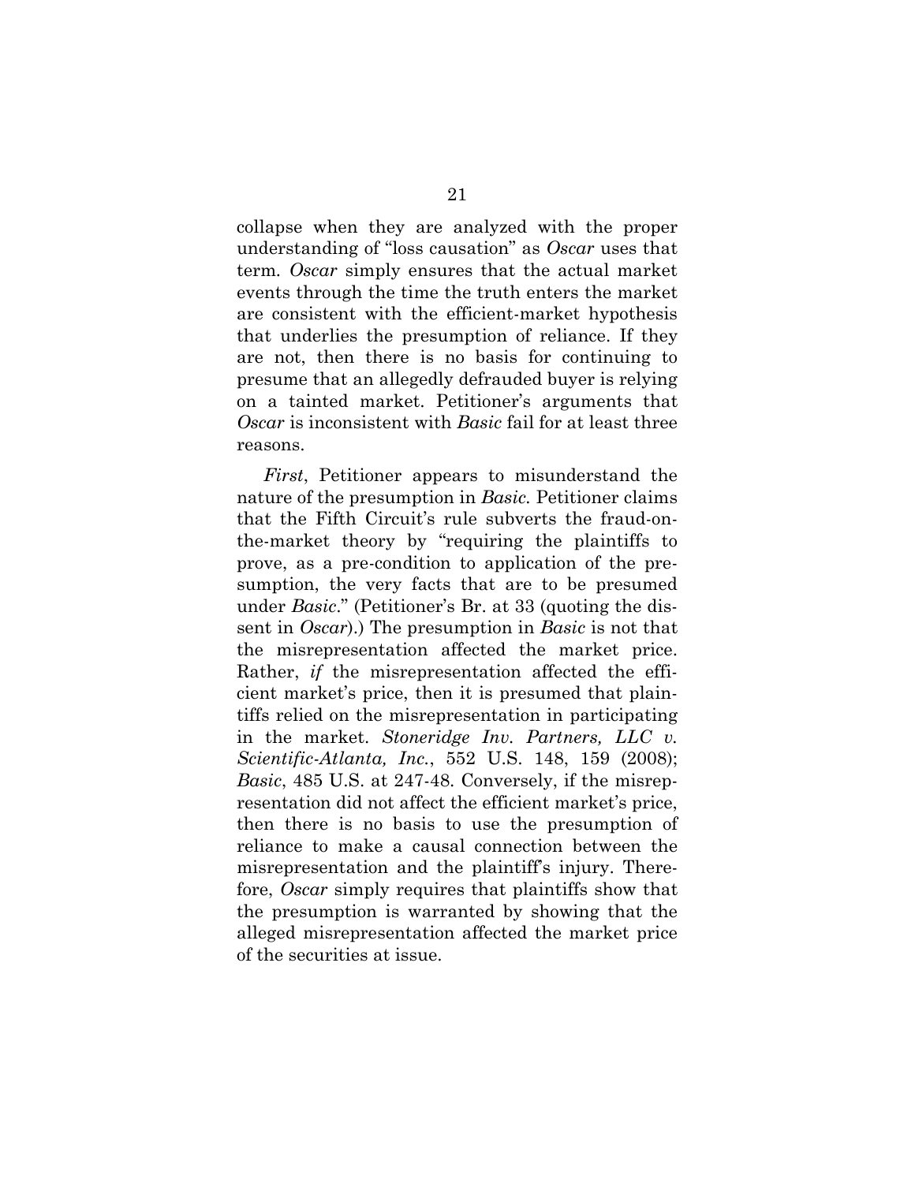collapse when they are analyzed with the proper understanding of "loss causation" as *Oscar* uses that term. *Oscar* simply ensures that the actual market events through the time the truth enters the market are consistent with the efficient-market hypothesis that underlies the presumption of reliance. If they are not, then there is no basis for continuing to presume that an allegedly defrauded buyer is relying on a tainted market. Petitioner's arguments that *Oscar* is inconsistent with *Basic* fail for at least three reasons.

*First*, Petitioner appears to misunderstand the nature of the presumption in *Basic*. Petitioner claims that the Fifth Circuit's rule subverts the fraud-on-the-market theory by "requiring the plaintiffs to prove, as a pre-condition to application of the presumption, the very facts that are to be presumed under *Basic*." (Petitioner's Br. at 33 (quoting the dissent in *Oscar*).) The presumption in *Basic* is not that the misrepresentation affected the market price. Rather, *if* the misrepresentation affected the efficient market's price, then it is presumed that plaintiffs relied on the misrepresentation in participating in the market. *Stoneridge Inv. Partners, LLC v. Scientific-Atlanta, Inc.*, 552 U.S. 148, 159 (2008); *Basic*, 485 U.S. at 247-48. Conversely, if the misrepresentation did not affect the efficient market's price, then there is no basis to use the presumption of reliance to make a causal connection between the misrepresentation and the plaintiff's injury. Therefore, *Oscar* simply requires that plaintiffs show that the presumption is warranted by showing that the alleged misrepresentation affected the market price of the securities at issue.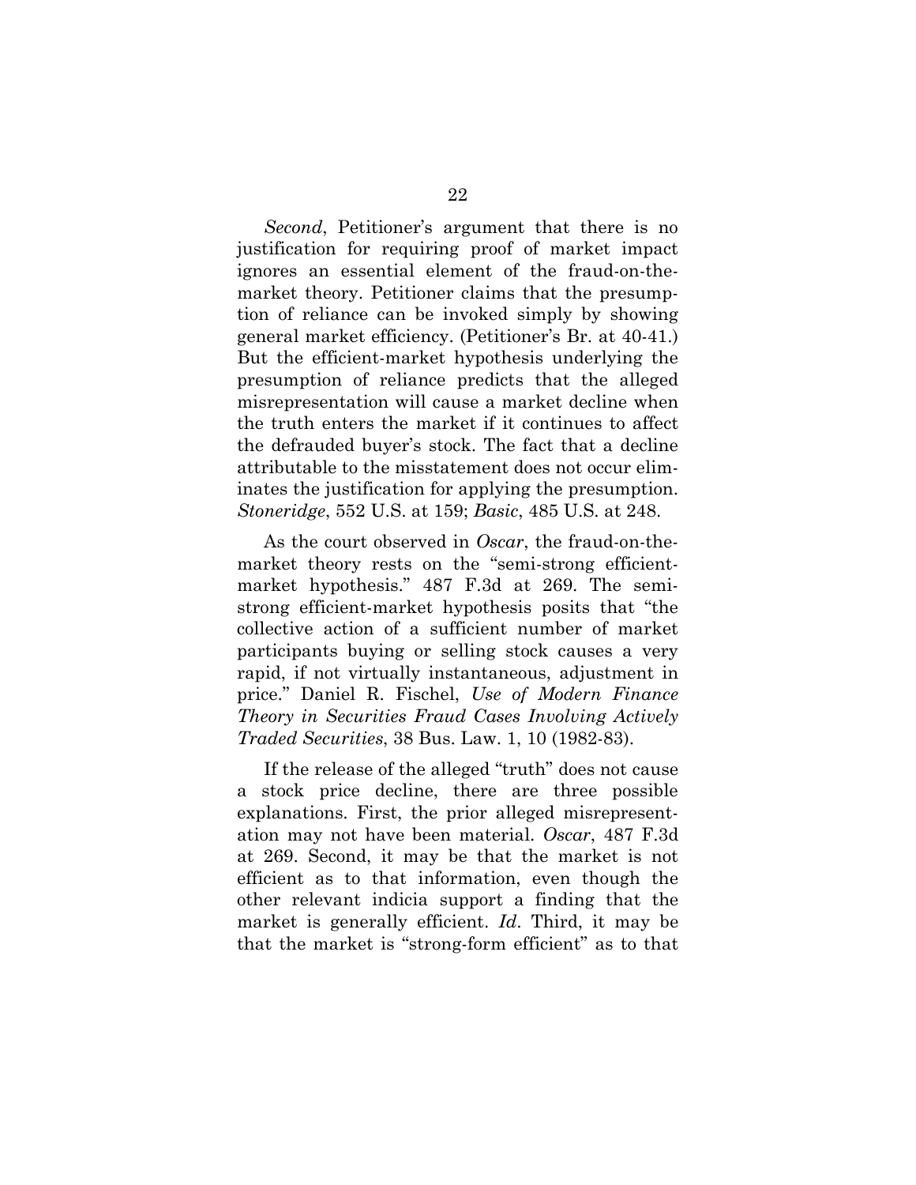*Second*, Petitioner's argument that there is no justification for requiring proof of market impact ignores an essential element of the fraud-on-the-market theory. Petitioner claims that the presumption of reliance can be invoked simply by showing general market efficiency. (Petitioner's Br. at 40-41.) But the efficient-market hypothesis underlying the presumption of reliance predicts that the alleged misrepresentation will cause a market decline when the truth enters the market if it continues to affect the defrauded buyer's stock. The fact that a decline attributable to the misstatement does not occur eliminates the justification for applying the presumption. *Stoneridge*, 552 U.S. at 159; *Basic*, 485 U.S. at 248.

As the court observed in *Oscar*, the fraud-on-the-market theory rests on the "semi-strong efficient-market hypothesis." 487 F.3d at 269. The semi-strong efficient-market hypothesis posits that "the collective action of a sufficient number of market participants buying or selling stock causes a very rapid, if not virtually instantaneous, adjustment in price." Daniel R. Fischel, *Use of Modern Finance Theory in Securities Fraud Cases Involving Actively Traded Securities*, 38 Bus. Law. 1, 10 (1982-83).

If the release of the alleged "truth" does not cause a stock price decline, there are three possible explanations. First, the prior alleged misrepresentation may not have been material. *Oscar*, 487 F.3d at 269. Second, it may be that the market is not efficient as to that information, even though the other relevant indicia support a finding that the market is generally efficient. *Id*. Third, it may be that the market is "strong-form efficient" as to that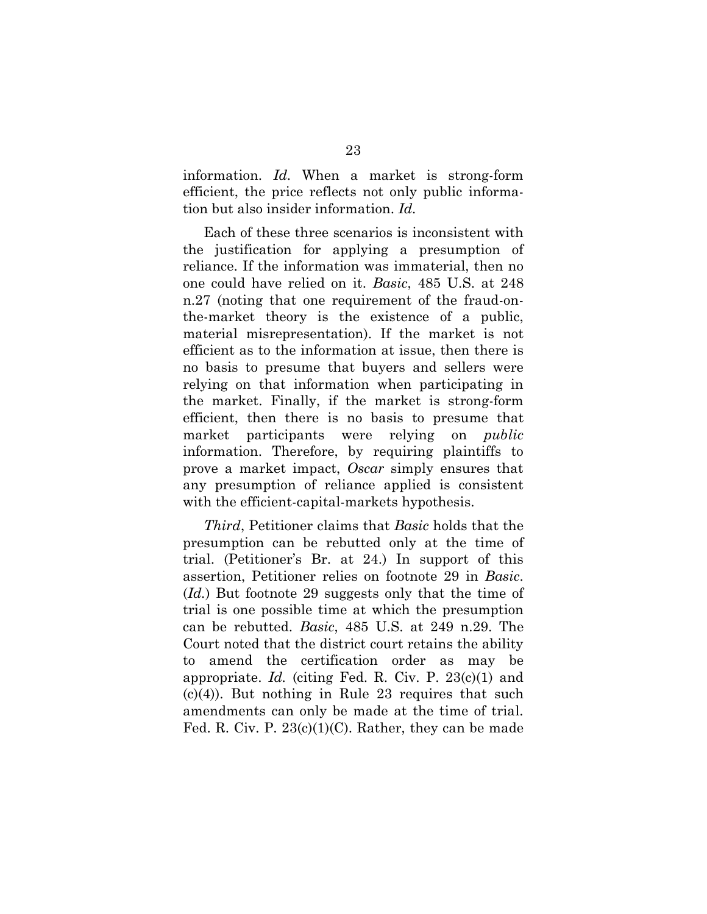information. *Id*. When a market is strong-form efficient, the price reflects not only public information but also insider information. *Id*.

Each of these three scenarios is inconsistent with the justification for applying a presumption of reliance. If the information was immaterial, then no one could have relied on it. *Basic*, 485 U.S. at 248 n.27 (noting that one requirement of the fraud-on-the-market theory is the existence of a public, material misrepresentation). If the market is not efficient as to the information at issue, then there is no basis to presume that buyers and sellers were relying on that information when participating in the market. Finally, if the market is strong-form efficient, then there is no basis to presume that market participants were relying on *public* information. Therefore, by requiring plaintiffs to prove a market impact, *Oscar* simply ensures that any presumption of reliance applied is consistent with the efficient-capital-markets hypothesis.

*Third*, Petitioner claims that *Basic* holds that the presumption can be rebutted only at the time of trial. (Petitioner's Br. at 24.) In support of this assertion, Petitioner relies on footnote 29 in *Basic*. (*Id.*) But footnote 29 suggests only that the time of trial is one possible time at which the presumption can be rebutted. *Basic*, 485 U.S. at 249 n.29. The Court noted that the district court retains the ability to amend the certification order as may be appropriate. *Id.* (citing Fed. R. Civ. P. 23(c)(1) and (c)(4)). But nothing in Rule 23 requires that such amendments can only be made at the time of trial. Fed. R. Civ. P. 23(c)(1)(C). Rather, they can be made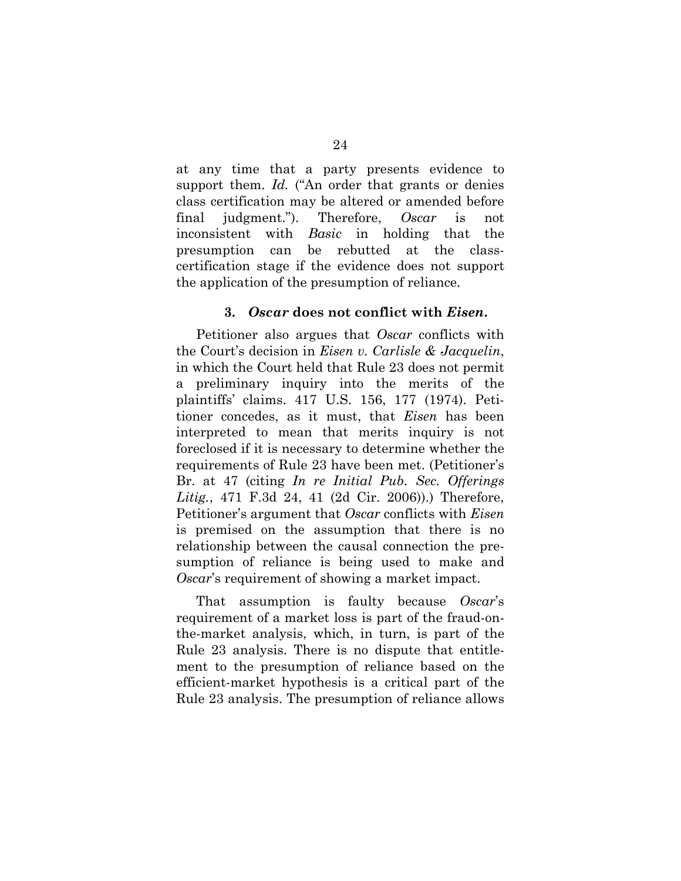at any time that a party presents evidence to support them. *Id.* ("An order that grants or denies class certification may be altered or amended before final judgment."). Therefore, *Oscar* is not inconsistent with *Basic* in holding that the presumption can be rebutted at the class-certification stage if the evidence does not support the application of the presumption of reliance.

### 3. *Oscar* does not conflict with *Eisen*.

Petitioner also argues that *Oscar* conflicts with the Court's decision in *Eisen v. Carlisle & Jacquelin*, in which the Court held that Rule 23 does not permit a preliminary inquiry into the merits of the plaintiffs' claims. 417 U.S. 156, 177 (1974). Petitioner concedes, as it must, that *Eisen* has been interpreted to mean that merits inquiry is not foreclosed if it is necessary to determine whether the requirements of Rule 23 have been met. (Petitioner's Br. at 47 (citing *In re Initial Pub. Sec. Offerings Litig.*, 471 F.3d 24, 41 (2d Cir. 2006)).) Therefore, Petitioner's argument that *Oscar* conflicts with *Eisen* is premised on the assumption that there is no relationship between the causal connection the presumption of reliance is being used to make and *Oscar*'s requirement of showing a market impact.

That assumption is faulty because *Oscar*'s requirement of a market loss is part of the fraud-on-the-market analysis, which, in turn, is part of the Rule 23 analysis. There is no dispute that entitlement to the presumption of reliance based on the efficient-market hypothesis is a critical part of the Rule 23 analysis. The presumption of reliance allows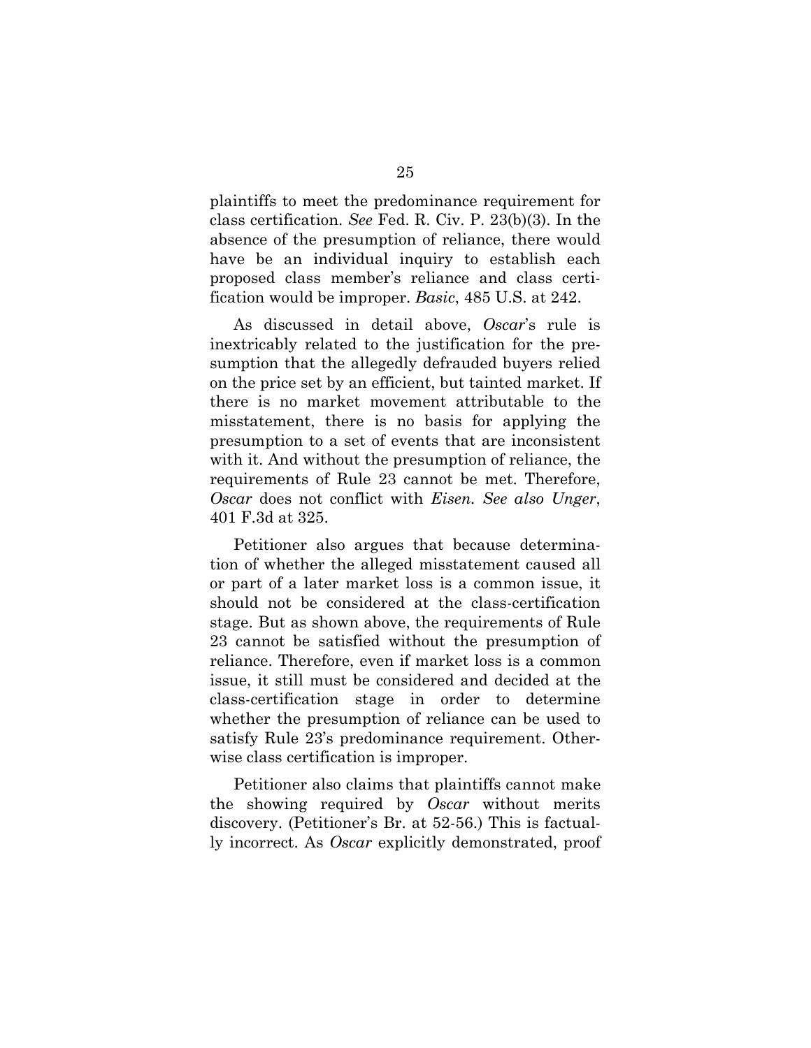plaintiffs to meet the predominance requirement for class certification. *See* Fed. R. Civ. P. 23(b)(3). In the absence of the presumption of reliance, there would have be an individual inquiry to establish each proposed class member's reliance and class certification would be improper. *Basic*, 485 U.S. at 242.

As discussed in detail above, *Oscar*'s rule is inextricably related to the justification for the presumption that the allegedly defrauded buyers relied on the price set by an efficient, but tainted market. If there is no market movement attributable to the misstatement, there is no basis for applying the presumption to a set of events that are inconsistent with it. And without the presumption of reliance, the requirements of Rule 23 cannot be met. Therefore, *Oscar* does not conflict with *Eisen*. *See also Unger*, 401 F.3d at 325.

Petitioner also argues that because determination of whether the alleged misstatement caused all or part of a later market loss is a common issue, it should not be considered at the class-certification stage. But as shown above, the requirements of Rule 23 cannot be satisfied without the presumption of reliance. Therefore, even if market loss is a common issue, it still must be considered and decided at the class-certification stage in order to determine whether the presumption of reliance can be used to satisfy Rule 23's predominance requirement. Otherwise class certification is improper.

Petitioner also claims that plaintiffs cannot make the showing required by *Oscar* without merits discovery. (Petitioner's Br. at 52-56.) This is factually incorrect. As *Oscar* explicitly demonstrated, proof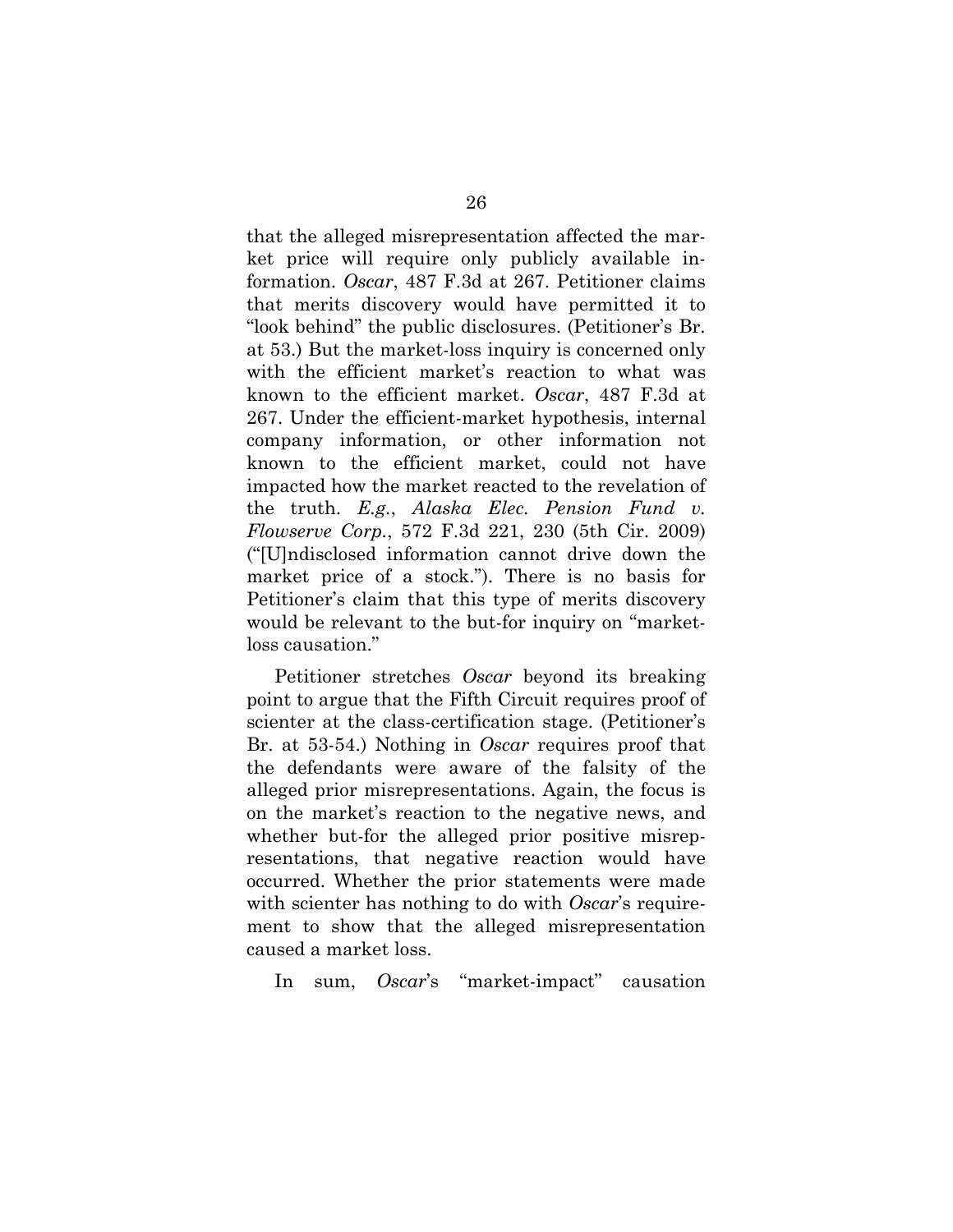that the alleged misrepresentation affected the market price will require only publicly available information. *Oscar*, 487 F.3d at 267. Petitioner claims that merits discovery would have permitted it to "look behind" the public disclosures. (Petitioner's Br. at 53.) But the market-loss inquiry is concerned only with the efficient market's reaction to what was known to the efficient market. *Oscar*, 487 F.3d at 267. Under the efficient-market hypothesis, internal company information, or other information not known to the efficient market, could not have impacted how the market reacted to the revelation of the truth. *E.g.*, *Alaska Elec. Pension Fund v. Flowserve Corp.*, 572 F.3d 221, 230 (5th Cir. 2009) ("[U]ndisclosed information cannot drive down the market price of a stock."). There is no basis for Petitioner's claim that this type of merits discovery would be relevant to the but-for inquiry on "market-loss causation."

Petitioner stretches *Oscar* beyond its breaking point to argue that the Fifth Circuit requires proof of scienter at the class-certification stage. (Petitioner's Br. at 53-54.) Nothing in *Oscar* requires proof that the defendants were aware of the falsity of the alleged prior misrepresentations. Again, the focus is on the market's reaction to the negative news, and whether but-for the alleged prior positive misrepresentations, that negative reaction would have occurred. Whether the prior statements were made with scienter has nothing to do with *Oscar*'s requirement to show that the alleged misrepresentation caused a market loss.

In sum, *Oscar*'s "market-impact" causation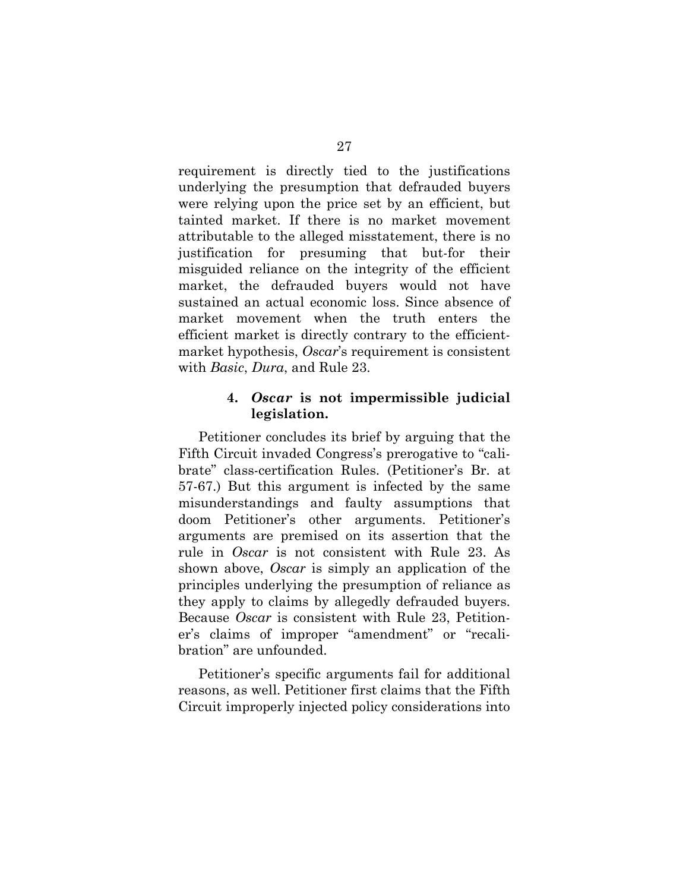requirement is directly tied to the justifications underlying the presumption that defrauded buyers were relying upon the price set by an efficient, but tainted market. If there is no market movement attributable to the alleged misstatement, there is no justification for presuming that but-for their misguided reliance on the integrity of the efficient market, the defrauded buyers would not have sustained an actual economic loss. Since absence of market movement when the truth enters the efficient market is directly contrary to the efficient-market hypothesis, *Oscar*'s requirement is consistent with *Basic*, *Dura*, and Rule 23.

#### 4. *Oscar* is not impermissible judicial legislation.

Petitioner concludes its brief by arguing that the Fifth Circuit invaded Congress's prerogative to "calibrate" class-certification Rules. (Petitioner's Br. at 57-67.) But this argument is infected by the same misunderstandings and faulty assumptions that doom Petitioner's other arguments. Petitioner's arguments are premised on its assertion that the rule in *Oscar* is not consistent with Rule 23. As shown above, *Oscar* is simply an application of the principles underlying the presumption of reliance as they apply to claims by allegedly defrauded buyers. Because *Oscar* is consistent with Rule 23, Petitioner's claims of improper "amendment" or "recalibration" are unfounded.

Petitioner's specific arguments fail for additional reasons, as well. Petitioner first claims that the Fifth Circuit improperly injected policy considerations into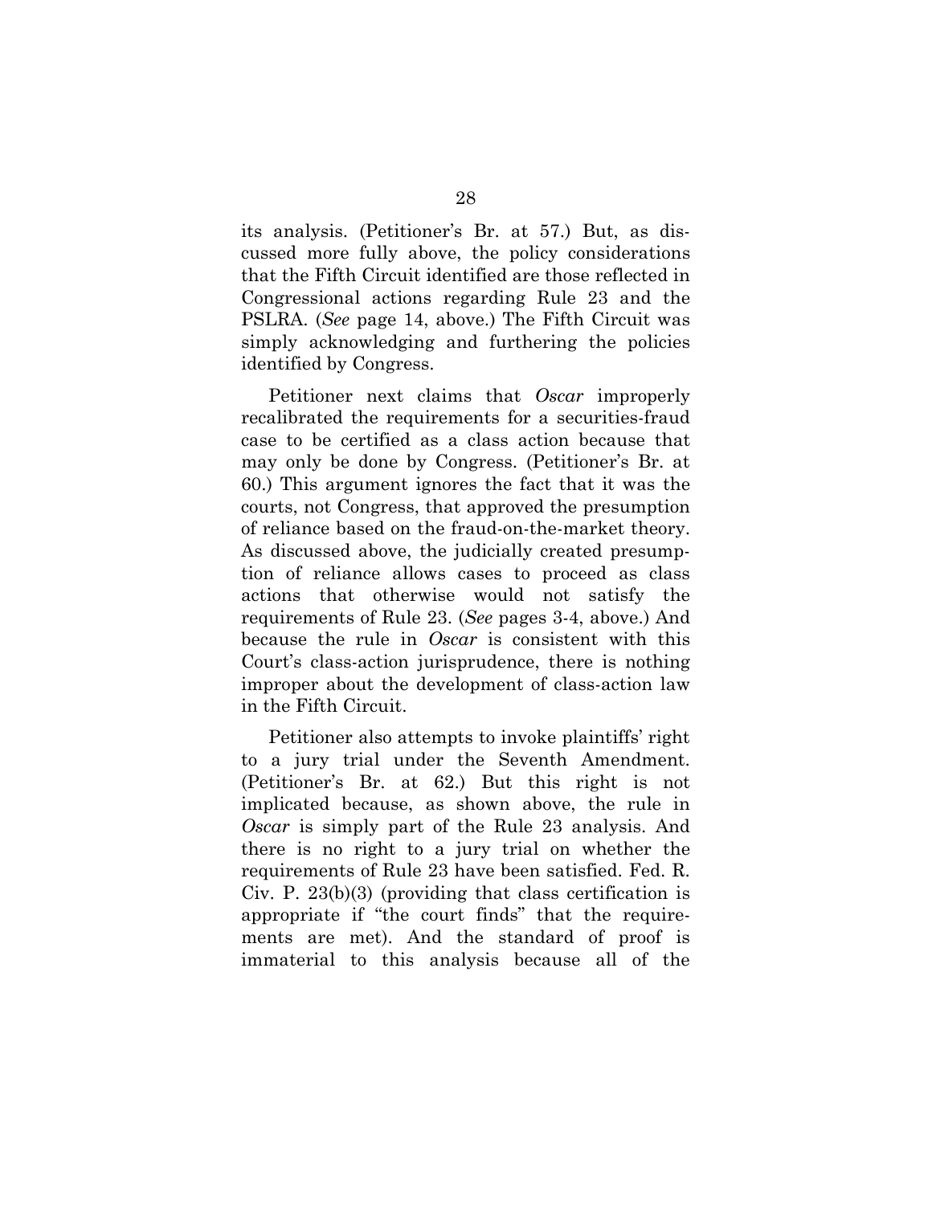its analysis. (Petitioner's Br. at 57.) But, as discussed more fully above, the policy considerations that the Fifth Circuit identified are those reflected in Congressional actions regarding Rule 23 and the PSLRA. (*See* page 14, above.) The Fifth Circuit was simply acknowledging and furthering the policies identified by Congress.

Petitioner next claims that *Oscar* improperly recalibrated the requirements for a securities-fraud case to be certified as a class action because that may only be done by Congress. (Petitioner's Br. at 60.) This argument ignores the fact that it was the courts, not Congress, that approved the presumption of reliance based on the fraud-on-the-market theory. As discussed above, the judicially created presumption of reliance allows cases to proceed as class actions that otherwise would not satisfy the requirements of Rule 23. (*See* pages 3-4, above.) And because the rule in *Oscar* is consistent with this Court's class-action jurisprudence, there is nothing improper about the development of class-action law in the Fifth Circuit.

Petitioner also attempts to invoke plaintiffs' right to a jury trial under the Seventh Amendment. (Petitioner's Br. at 62.) But this right is not implicated because, as shown above, the rule in *Oscar* is simply part of the Rule 23 analysis. And there is no right to a jury trial on whether the requirements of Rule 23 have been satisfied. Fed. R. Civ. P. 23(b)(3) (providing that class certification is appropriate if "the court finds" that the requirements are met). And the standard of proof is immaterial to this analysis because all of the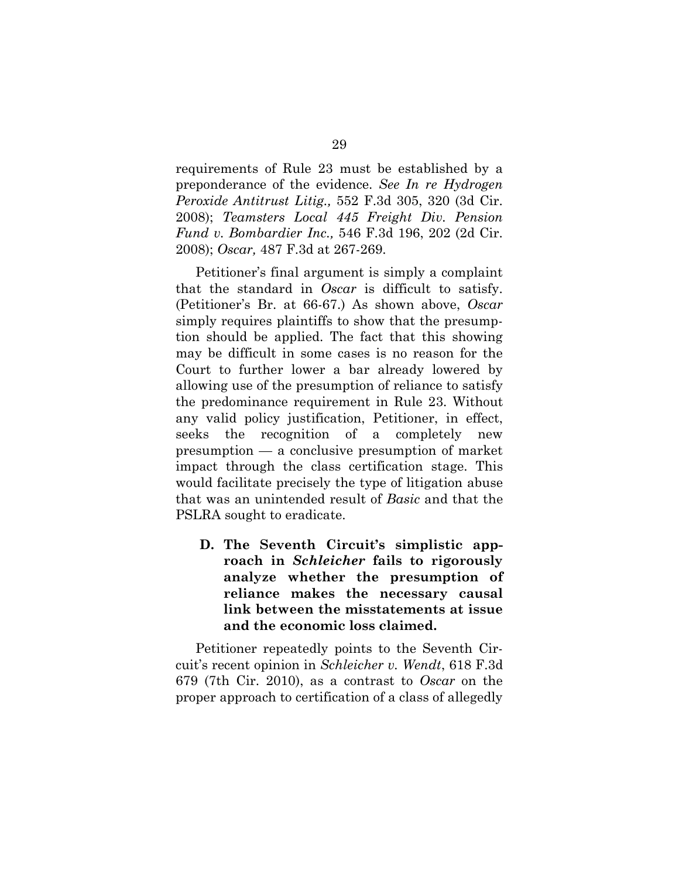requirements of Rule 23 must be established by a preponderance of the evidence. *See In re Hydrogen Peroxide Antitrust Litig.,* 552 F.3d 305, 320 (3d Cir. 2008); *Teamsters Local 445 Freight Div. Pension Fund v. Bombardier Inc.,* 546 F.3d 196, 202 (2d Cir. 2008); *Oscar,* 487 F.3d at 267-269.

Petitioner's final argument is simply a complaint that the standard in *Oscar* is difficult to satisfy. (Petitioner's Br. at 66-67.) As shown above, *Oscar* simply requires plaintiffs to show that the presumption should be applied. The fact that this showing may be difficult in some cases is no reason for the Court to further lower a bar already lowered by allowing use of the presumption of reliance to satisfy the predominance requirement in Rule 23. Without any valid policy justification, Petitioner, in effect, seeks the recognition of a completely new presumption — a conclusive presumption of market impact through the class certification stage. This would facilitate precisely the type of litigation abuse that was an unintended result of *Basic* and that the PSLRA sought to eradicate.

### D. The Seventh Circuit's simplistic approach in *Schleicher* fails to rigorously analyze whether the presumption of reliance makes the necessary causal link between the misstatements at issue and the economic loss claimed.

Petitioner repeatedly points to the Seventh Circuit's recent opinion in *Schleicher v. Wendt*, 618 F.3d 679 (7th Cir. 2010), as a contrast to *Oscar* on the proper approach to certification of a class of allegedly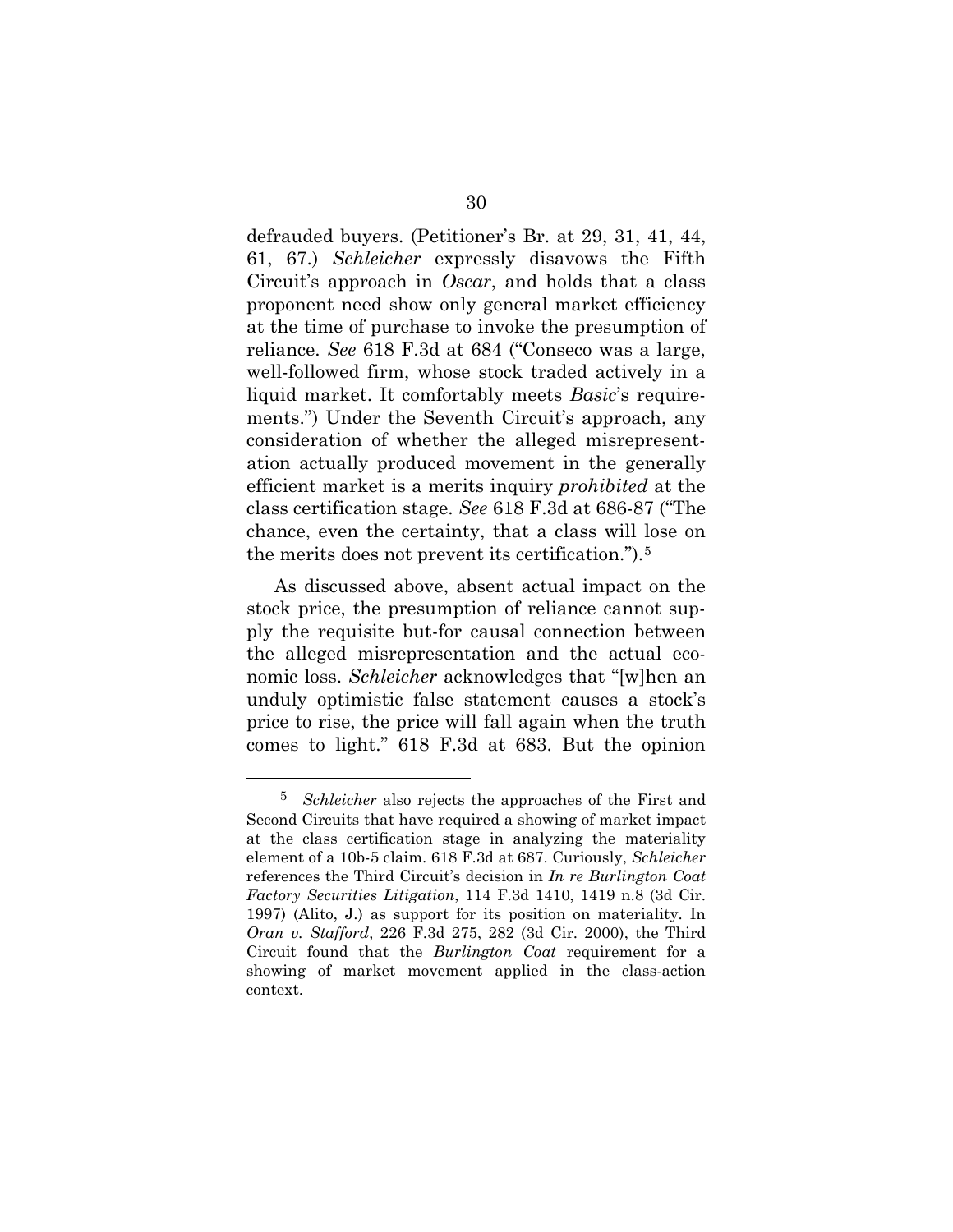defrauded buyers. (Petitioner's Br. at 29, 31, 41, 44, 61, 67.) *Schleicher* expressly disavows the Fifth Circuit's approach in *Oscar*, and holds that a class proponent need show only general market efficiency at the time of purchase to invoke the presumption of reliance. *See* 618 F.3d at 684 ("Conseco was a large, well-followed firm, whose stock traded actively in a liquid market. It comfortably meets *Basic*'s requirements.") Under the Seventh Circuit's approach, any consideration of whether the alleged misrepresentation actually produced movement in the generally efficient market is a merits inquiry *prohibited* at the class certification stage. *See* 618 F.3d at 686-87 ("The chance, even the certainty, that a class will lose on the merits does not prevent its certification.").[5]

As discussed above, absent actual impact on the stock price, the presumption of reliance cannot supply the requisite but-for causal connection between the alleged misrepresentation and the actual economic loss. *Schleicher* acknowledges that "[w]hen an unduly optimistic false statement causes a stock's price to rise, the price will fall again when the truth comes to light." 618 F.3d at 683. But the opinion

[5] *Schleicher* also rejects the approaches of the First and Second Circuits that have required a showing of market impact at the class certification stage in analyzing the materiality element of a 10b-5 claim. 618 F.3d at 687. Curiously, *Schleicher* references the Third Circuit's decision in *In re Burlington Coat Factory Securities Litigation*, 114 F.3d 1410, 1419 n.8 (3d Cir. 1997) (Alito, J.) as support for its position on materiality. In *Oran v. Stafford*, 226 F.3d 275, 282 (3d Cir. 2000), the Third Circuit found that the *Burlington Coat* requirement for a showing of market movement applied in the class-action context.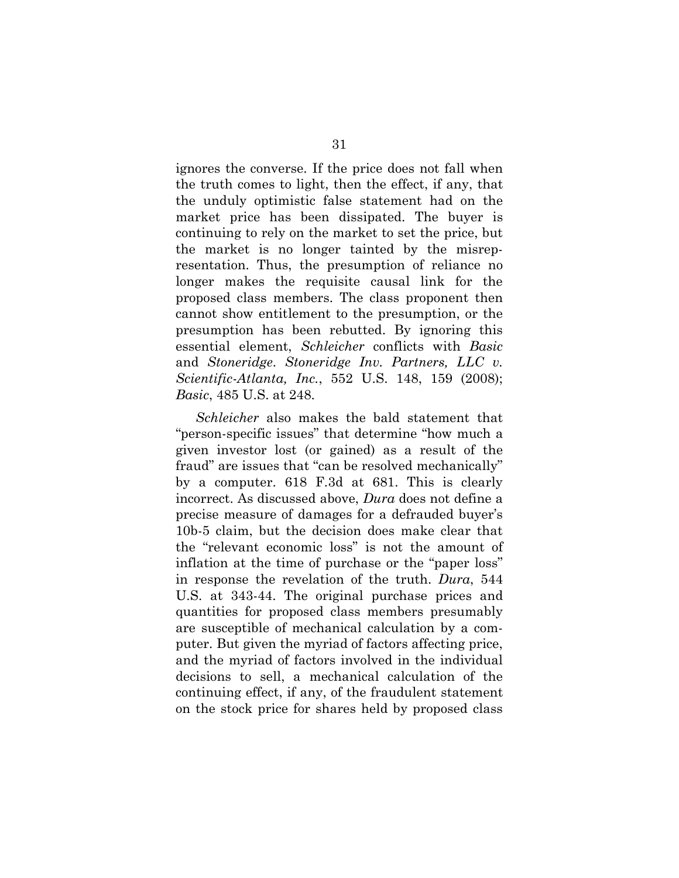ignores the converse. If the price does not fall when the truth comes to light, then the effect, if any, that the unduly optimistic false statement had on the market price has been dissipated. The buyer is continuing to rely on the market to set the price, but the market is no longer tainted by the misrepresentation. Thus, the presumption of reliance no longer makes the requisite causal link for the proposed class members. The class proponent then cannot show entitlement to the presumption, or the presumption has been rebutted. By ignoring this essential element, *Schleicher* conflicts with *Basic* and *Stoneridge*. *Stoneridge Inv. Partners, LLC v. Scientific-Atlanta, Inc.*, 552 U.S. 148, 159 (2008); *Basic*, 485 U.S. at 248.

*Schleicher* also makes the bald statement that "person-specific issues" that determine "how much a given investor lost (or gained) as a result of the fraud" are issues that "can be resolved mechanically" by a computer. 618 F.3d at 681. This is clearly incorrect. As discussed above, *Dura* does not define a precise measure of damages for a defrauded buyer's 10b-5 claim, but the decision does make clear that the "relevant economic loss" is not the amount of inflation at the time of purchase or the "paper loss" in response the revelation of the truth. *Dura*, 544 U.S. at 343-44. The original purchase prices and quantities for proposed class members presumably are susceptible of mechanical calculation by a computer. But given the myriad of factors affecting price, and the myriad of factors involved in the individual decisions to sell, a mechanical calculation of the continuing effect, if any, of the fraudulent statement on the stock price for shares held by proposed class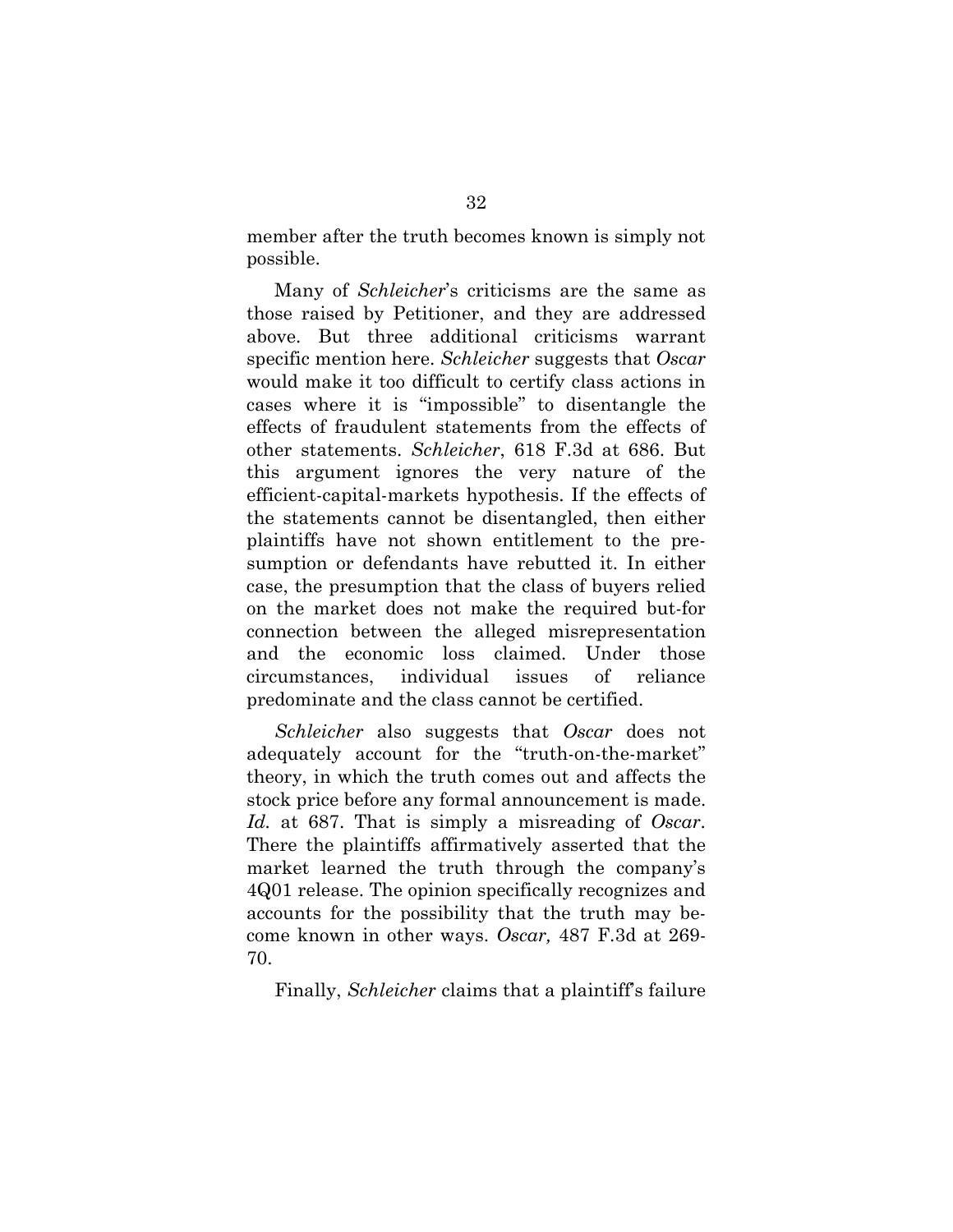member after the truth becomes known is simply not possible.

Many of *Schleicher*'s criticisms are the same as those raised by Petitioner, and they are addressed above. But three additional criticisms warrant specific mention here. *Schleicher* suggests that *Oscar* would make it too difficult to certify class actions in cases where it is "impossible" to disentangle the effects of fraudulent statements from the effects of other statements. *Schleicher*, 618 F.3d at 686. But this argument ignores the very nature of the efficient-capital-markets hypothesis. If the effects of the statements cannot be disentangled, then either plaintiffs have not shown entitlement to the presumption or defendants have rebutted it. In either case, the presumption that the class of buyers relied on the market does not make the required but-for connection between the alleged misrepresentation and the economic loss claimed. Under those circumstances, individual issues of reliance predominate and the class cannot be certified.

*Schleicher* also suggests that *Oscar* does not adequately account for the "truth-on-the-market" theory, in which the truth comes out and affects the stock price before any formal announcement is made. *Id.* at 687. That is simply a misreading of *Oscar*. There the plaintiffs affirmatively asserted that the market learned the truth through the company's 4Q01 release. The opinion specifically recognizes and accounts for the possibility that the truth may become known in other ways. *Oscar,* 487 F.3d at 269-70.

Finally, *Schleicher* claims that a plaintiff's failure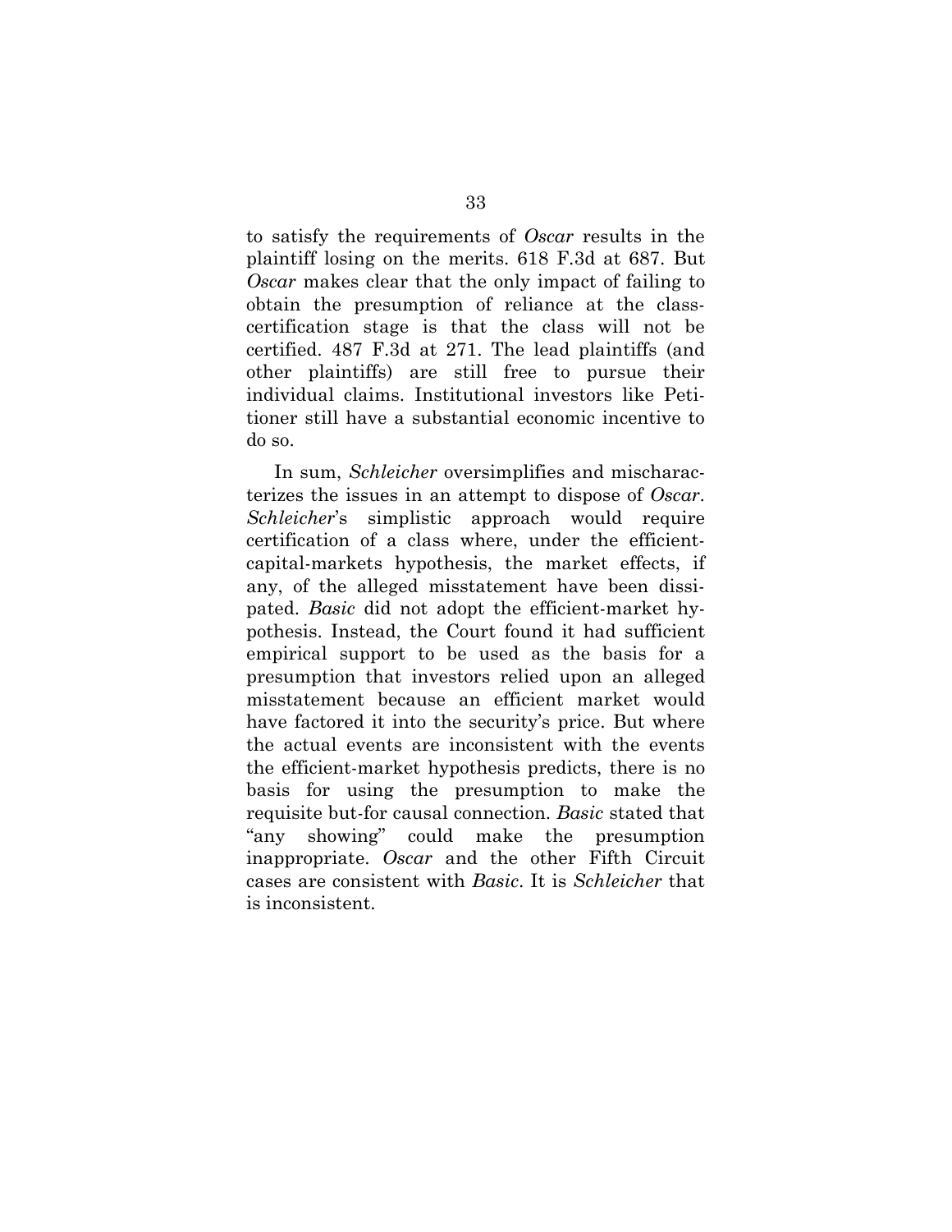to satisfy the requirements of *Oscar* results in the plaintiff losing on the merits. 618 F.3d at 687. But *Oscar* makes clear that the only impact of failing to obtain the presumption of reliance at the class-certification stage is that the class will not be certified. 487 F.3d at 271. The lead plaintiffs (and other plaintiffs) are still free to pursue their individual claims. Institutional investors like Petitioner still have a substantial economic incentive to do so.

In sum, *Schleicher* oversimplifies and mischaracterizes the issues in an attempt to dispose of *Oscar*. *Schleicher*'s simplistic approach would require certification of a class where, under the efficient-capital-markets hypothesis, the market effects, if any, of the alleged misstatement have been dissipated. *Basic* did not adopt the efficient-market hypothesis. Instead, the Court found it had sufficient empirical support to be used as the basis for a presumption that investors relied upon an alleged misstatement because an efficient market would have factored it into the security's price. But where the actual events are inconsistent with the events the efficient-market hypothesis predicts, there is no basis for using the presumption to make the requisite but-for causal connection. *Basic* stated that "any showing" could make the presumption inappropriate. *Oscar* and the other Fifth Circuit cases are consistent with *Basic*. It is *Schleicher* that is inconsistent.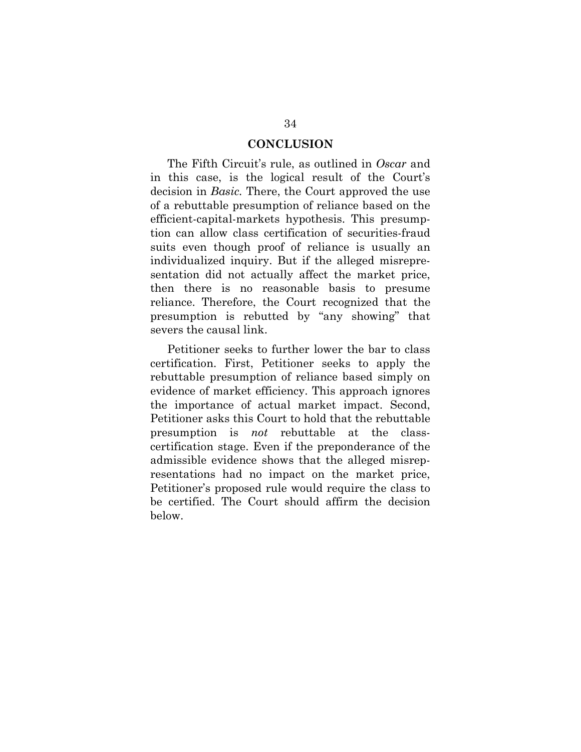## CONCLUSION

The Fifth Circuit's rule, as outlined in *Oscar* and in this case, is the logical result of the Court's decision in *Basic*. There, the Court approved the use of a rebuttable presumption of reliance based on the efficient-capital-markets hypothesis. This presumption can allow class certification of securities-fraud suits even though proof of reliance is usually an individualized inquiry. But if the alleged misrepresentation did not actually affect the market price, then there is no reasonable basis to presume reliance. Therefore, the Court recognized that the presumption is rebutted by "any showing" that severs the causal link.

Petitioner seeks to further lower the bar to class certification. First, Petitioner seeks to apply the rebuttable presumption of reliance based simply on evidence of market efficiency. This approach ignores the importance of actual market impact. Second, Petitioner asks this Court to hold that the rebuttable presumption is *not* rebuttable at the class-certification stage. Even if the preponderance of the admissible evidence shows that the alleged misrepresentations had no impact on the market price, Petitioner's proposed rule would require the class to be certified. The Court should affirm the decision below.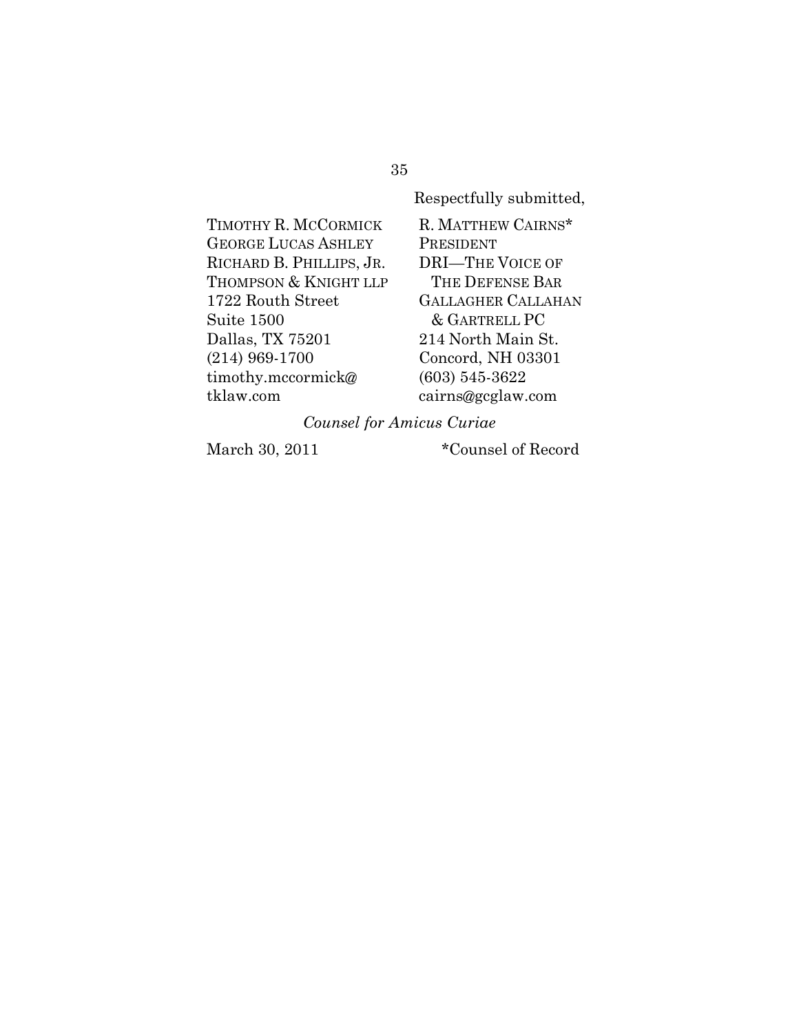Respectfully submitted,

TIMOTHY R. MCCORMICK
GEORGE LUCAS ASHLEY
RICHARD B. PHILLIPS, JR.
THOMPSON & KNIGHT LLP
1722 Routh Street
Suite 1500
Dallas, TX 75201
(214) 969-1700
timothy.mccormick@tklaw.com

R. MATTHEW CAIRNS*
PRESIDENT
DRI—THE VOICE OF THE DEFENSE BAR
GALLAGHER CALLAHAN & GARTRELL PC
214 North Main St.
Concord, NH 03301
(603) 545-3622
cairns@gcglaw.com

*Counsel for Amicus Curiae*

March 30, 2011

*Counsel of Record